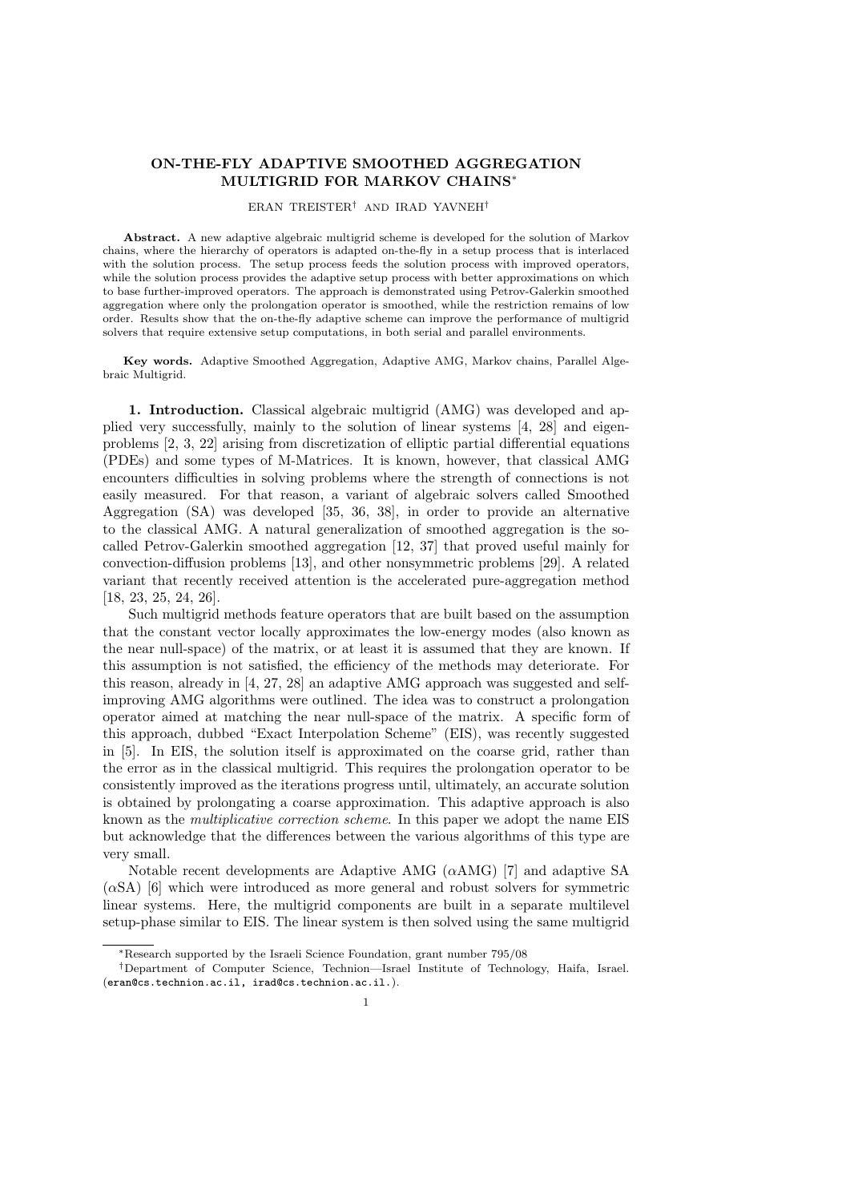# ON-THE-FLY ADAPTIVE SMOOTHED AGGREGATION MULTIGRID FOR MARKOV CHAINS*

ERAN TREISTER† AND IRAD YAVNEH†

**Abstract.** A new adaptive algebraic multigrid scheme is developed for the solution of Markov chains, where the hierarchy of operators is adapted on-the-fly in a setup process that is interlaced with the solution process. The setup process feeds the solution process with improved operators, while the solution process provides the adaptive setup process with better approximations on which to base further-improved operators. The approach is demonstrated using Petrov-Galerkin smoothed aggregation where only the prolongation operator is smoothed, while the restriction remains of low order. Results show that the on-the-fly adaptive scheme can improve the performance of multigrid solvers that require extensive setup computations, in both serial and parallel environments.

**Key words.** Adaptive Smoothed Aggregation, Adaptive AMG, Markov chains, Parallel Algebraic Multigrid.

**1. Introduction.** Classical algebraic multigrid (AMG) was developed and applied very successfully, mainly to the solution of linear systems [4, 28] and eigenproblems [2, 3, 22] arising from discretization of elliptic partial differential equations (PDEs) and some types of M-Matrices. It is known, however, that classical AMG encounters difficulties in solving problems where the strength of connections is not easily measured. For that reason, a variant of algebraic solvers called Smoothed Aggregation (SA) was developed [35, 36, 38], in order to provide an alternative to the classical AMG. A natural generalization of smoothed aggregation is the so-called Petrov-Galerkin smoothed aggregation [12, 37] that proved useful mainly for convection-diffusion problems [13], and other nonsymmetric problems [29]. A related variant that recently received attention is the accelerated pure-aggregation method [18, 23, 25, 24, 26].

Such multigrid methods feature operators that are built based on the assumption that the constant vector locally approximates the low-energy modes (also known as the near null-space) of the matrix, or at least it is assumed that they are known. If this assumption is not satisfied, the efficiency of the methods may deteriorate. For this reason, already in [4, 27, 28] an adaptive AMG approach was suggested and self-improving AMG algorithms were outlined. The idea was to construct a prolongation operator aimed at matching the near null-space of the matrix. A specific form of this approach, dubbed "Exact Interpolation Scheme" (EIS), was recently suggested in [5]. In EIS, the solution itself is approximated on the coarse grid, rather than the error as in the classical multigrid. This requires the prolongation operator to be consistently improved as the iterations progress until, ultimately, an accurate solution is obtained by prolongating a coarse approximation. This adaptive approach is also known as the *multiplicative correction scheme*. In this paper we adopt the name EIS but acknowledge that the differences between the various algorithms of this type are very small.

Notable recent developments are Adaptive AMG ($\alpha$AMG) [7] and adaptive SA ($\alpha$SA) [6] which were introduced as more general and robust solvers for symmetric linear systems. Here, the multigrid components are built in a separate multilevel setup-phase similar to EIS. The linear system is then solved using the same multigrid

*Research supported by the Israeli Science Foundation, grant number 795/08

†Department of Computer Science, Technion—Israel Institute of Technology, Haifa, Israel. (eran@cs.technion.ac.il, irad@cs.technion.ac.il.).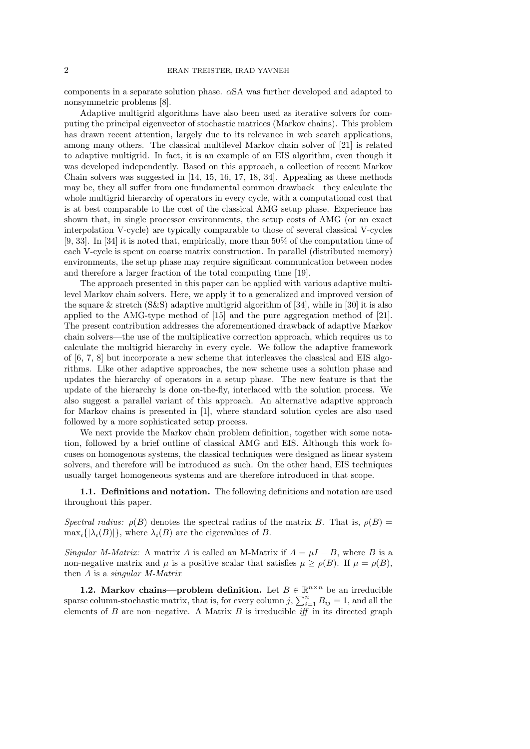components in a separate solution phase. $\alpha$SA was further developed and adapted to nonsymmetric problems [8].

Adaptive multigrid algorithms have also been used as iterative solvers for computing the principal eigenvector of stochastic matrices (Markov chains). This problem has drawn recent attention, largely due to its relevance in web search applications, among many others. The classical multilevel Markov chain solver of [21] is related to adaptive multigrid. In fact, it is an example of an EIS algorithm, even though it was developed independently. Based on this approach, a collection of recent Markov Chain solvers was suggested in [14, 15, 16, 17, 18, 34]. Appealing as these methods may be, they all suffer from one fundamental common drawback—they calculate the whole multigrid hierarchy of operators in every cycle, with a computational cost that is at best comparable to the cost of the classical AMG setup phase. Experience has shown that, in single processor environments, the setup costs of AMG (or an exact interpolation V-cycle) are typically comparable to those of several classical V-cycles [9, 33]. In [34] it is noted that, empirically, more than 50% of the computation time of each V-cycle is spent on coarse matrix construction. In parallel (distributed memory) environments, the setup phase may require significant communication between nodes and therefore a larger fraction of the total computing time [19].

The approach presented in this paper can be applied with various adaptive multilevel Markov chain solvers. Here, we apply it to a generalized and improved version of the square & stretch (S&S) adaptive multigrid algorithm of [34], while in [30] it is also applied to the AMG-type method of [15] and the pure aggregation method of [21]. The present contribution addresses the aforementioned drawback of adaptive Markov chain solvers—the use of the multiplicative correction approach, which requires us to calculate the multigrid hierarchy in every cycle. We follow the adaptive framework of [6, 7, 8] but incorporate a new scheme that interleaves the classical and EIS algorithms. Like other adaptive approaches, the new scheme uses a solution phase and updates the hierarchy of operators in a setup phase. The new feature is that the update of the hierarchy is done on-the-fly, interlaced with the solution process. We also suggest a parallel variant of this approach. An alternative adaptive approach for Markov chains is presented in [1], where standard solution cycles are also used followed by a more sophisticated setup process.

We next provide the Markov chain problem definition, together with some notation, followed by a brief outline of classical AMG and EIS. Although this work focuses on homogenous systems, the classical techniques were designed as linear system solvers, and therefore will be introduced as such. On the other hand, EIS techniques usually target homogeneous systems and are therefore introduced in that scope.

**1.1. Definitions and notation.** The following definitions and notation are used throughout this paper.

*Spectral radius:* $\rho(B)$ denotes the spectral radius of the matrix $B$. That is, $\rho(B) = \max_i\{|\lambda_i(B)|\}$, where $\lambda_i(B)$ are the eigenvalues of $B$.

*Singular M-Matrix:* A matrix $A$ is called an M-Matrix if $A = \mu I - B$, where $B$ is a non-negative matrix and $\mu$ is a positive scalar that satisfies $\mu \geq \rho(B)$. If $\mu = \rho(B)$, then $A$ is a *singular M-Matrix*

**1.2. Markov chains—problem definition.** Let $B \in \mathbb{R}^{n\times n}$ be an irreducible sparse column-stochastic matrix, that is, for every column $j$, $\sum_{i=1}^{n} B_{ij} = 1$, and all the elements of $B$ are non–negative. A Matrix $B$ is irreducible *iff* in its directed graph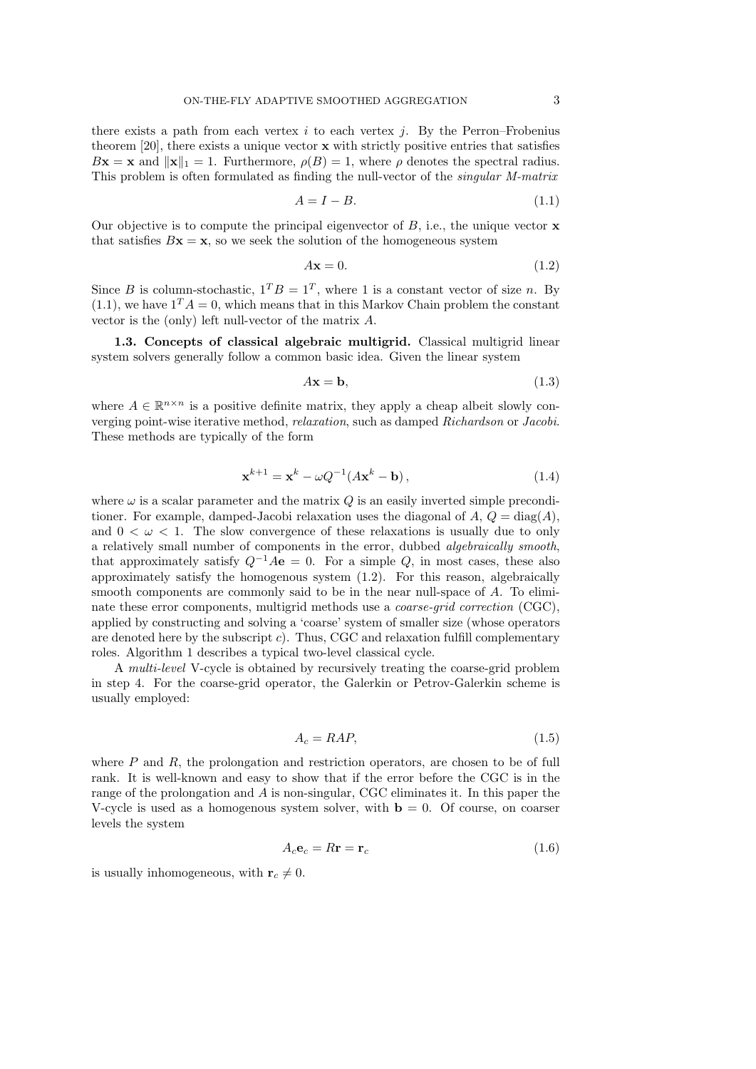there exists a path from each vertex $i$ to each vertex $j$. By the Perron–Frobenius theorem [20], there exists a unique vector $\mathbf{x}$ with strictly positive entries that satisfies $B\mathbf{x} = \mathbf{x}$ and $\|\mathbf{x}\|_1 = 1$. Furthermore, $\rho(B) = 1$, where $\rho$ denotes the spectral radius. This problem is often formulated as finding the null-vector of the *singular M-matrix*

$$A = I - B. \tag{1.1}$$

Our objective is to compute the principal eigenvector of $B$, i.e., the unique vector $\mathbf{x}$ that satisfies $B\mathbf{x} = \mathbf{x}$, so we seek the solution of the homogeneous system

$$A\mathbf{x} = 0. \tag{1.2}$$

Since $B$ is column-stochastic, $1^T B = 1^T$, where $1$ is a constant vector of size $n$. By (1.1), we have $1^T A = 0$, which means that in this Markov Chain problem the constant vector is the (only) left null-vector of the matrix $A$.

**1.3. Concepts of classical algebraic multigrid.** Classical multigrid linear system solvers generally follow a common basic idea. Given the linear system

$$A\mathbf{x} = \mathbf{b}, \tag{1.3}$$

where $A \in \mathbb{R}^{n \times n}$ is a positive definite matrix, they apply a cheap albeit slowly converging point-wise iterative method, *relaxation*, such as damped *Richardson* or *Jacobi*. These methods are typically of the form

$$\mathbf{x}^{k+1} = \mathbf{x}^k - \omega Q^{-1}(A\mathbf{x}^k - \mathbf{b})\,, \tag{1.4}$$

where $\omega$ is a scalar parameter and the matrix $Q$ is an easily inverted simple preconditioner. For example, damped-Jacobi relaxation uses the diagonal of $A$, $Q = \text{diag}(A)$, and $0 < \omega < 1$. The slow convergence of these relaxations is usually due to only a relatively small number of components in the error, dubbed *algebraically smooth*, that approximately satisfy $Q^{-1}A\mathbf{e} = 0$. For a simple $Q$, in most cases, these also approximately satisfy the homogenous system (1.2). For this reason, algebraically smooth components are commonly said to be in the near null-space of $A$. To eliminate these error components, multigrid methods use a *coarse-grid correction* (CGC), applied by constructing and solving a 'coarse' system of smaller size (whose operators are denoted here by the subscript $c$). Thus, CGC and relaxation fulfill complementary roles. Algorithm 1 describes a typical two-level classical cycle.

A *multi-level* V-cycle is obtained by recursively treating the coarse-grid problem in step 4. For the coarse-grid operator, the Galerkin or Petrov-Galerkin scheme is usually employed:

$$A_c = RAP, \tag{1.5}$$

where $P$ and $R$, the prolongation and restriction operators, are chosen to be of full rank. It is well-known and easy to show that if the error before the CGC is in the range of the prolongation and $A$ is non-singular, CGC eliminates it. In this paper the V-cycle is used as a homogenous system solver, with $\mathbf{b} = 0$. Of course, on coarser levels the system

$$A_c\mathbf{e}_c = R\mathbf{r} = \mathbf{r}_c \tag{1.6}$$

is usually inhomogeneous, with $\mathbf{r}_c \neq 0$.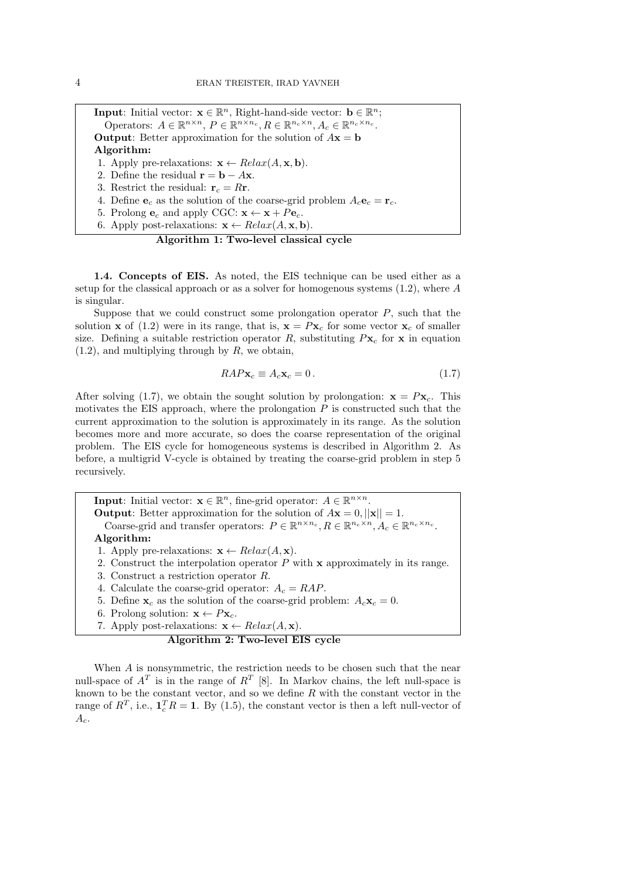**Input**: Initial vector: $\mathbf{x} \in \mathbb{R}^n$, Right-hand-side vector: $\mathbf{b} \in \mathbb{R}^n$;
Operators: $A \in \mathbb{R}^{n \times n}$, $P \in \mathbb{R}^{n \times n_c}$, $R \in \mathbb{R}^{n_c \times n}$, $A_c \in \mathbb{R}^{n_c \times n_c}$.
**Output**: Better approximation for the solution of $A\mathbf{x} = \mathbf{b}$
**Algorithm:**

1. Apply pre-relaxations: $\mathbf{x} \leftarrow Relax(A, \mathbf{x}, \mathbf{b})$.
2. Define the residual $\mathbf{r} = \mathbf{b} - A\mathbf{x}$.
3. Restrict the residual: $\mathbf{r}_c = R\mathbf{r}$.
4. Define $\mathbf{e}_c$ as the solution of the coarse-grid problem $A_c\mathbf{e}_c = \mathbf{r}_c$.
5. Prolong $\mathbf{e}_c$ and apply CGC: $\mathbf{x} \leftarrow \mathbf{x} + P\mathbf{e}_c$.
6. Apply post-relaxations: $\mathbf{x} \leftarrow Relax(A, \mathbf{x}, \mathbf{b})$.

**Algorithm 1: Two-level classical cycle**

**1.4. Concepts of EIS.** As noted, the EIS technique can be used either as a setup for the classical approach or as a solver for homogenous systems (1.2), where $A$ is singular.

Suppose that we could construct some prolongation operator $P$, such that the solution $\mathbf{x}$ of (1.2) were in its range, that is, $\mathbf{x} = P\mathbf{x}_c$ for some vector $\mathbf{x}_c$ of smaller size. Defining a suitable restriction operator $R$, substituting $P\mathbf{x}_c$ for $\mathbf{x}$ in equation (1.2), and multiplying through by $R$, we obtain,

$$RAP\mathbf{x}_c \equiv A_c\mathbf{x}_c = 0\,. \tag{1.7}$$

After solving (1.7), we obtain the sought solution by prolongation: $\mathbf{x} = P\mathbf{x}_c$. This motivates the EIS approach, where the prolongation $P$ is constructed such that the current approximation to the solution is approximately in its range. As the solution becomes more and more accurate, so does the coarse representation of the original problem. The EIS cycle for homogeneous systems is described in Algorithm 2. As before, a multigrid V-cycle is obtained by treating the coarse-grid problem in step 5 recursively.

**Input**: Initial vector: $\mathbf{x} \in \mathbb{R}^n$, fine-grid operator: $A \in \mathbb{R}^{n \times n}$.
**Output**: Better approximation for the solution of $A\mathbf{x} = 0, ||\mathbf{x}|| = 1$.
Coarse-grid and transfer operators: $P \in \mathbb{R}^{n \times n_c}$, $R \in \mathbb{R}^{n_c \times n}$, $A_c \in \mathbb{R}^{n_c \times n_c}$.
**Algorithm:**

1. Apply pre-relaxations: $\mathbf{x} \leftarrow Relax(A, \mathbf{x})$.
2. Construct the interpolation operator $P$ with $\mathbf{x}$ approximately in its range.
3. Construct a restriction operator $R$.
4. Calculate the coarse-grid operator: $A_c = RAP$.
5. Define $\mathbf{x}_c$ as the solution of the coarse-grid problem: $A_c\mathbf{x}_c = 0$.
6. Prolong solution: $\mathbf{x} \leftarrow P\mathbf{x}_c$.
7. Apply post-relaxations: $\mathbf{x} \leftarrow Relax(A, \mathbf{x})$.

**Algorithm 2: Two-level EIS cycle**

When $A$ is nonsymmetric, the restriction needs to be chosen such that the near null-space of $A^T$ is in the range of $R^T$ [8]. In Markov chains, the left null-space is known to be the constant vector, and so we define $R$ with the constant vector in the range of $R^T$, i.e., $\mathbf{1}_c^T R = \mathbf{1}$. By (1.5), the constant vector is then a left null-vector of $A_c$.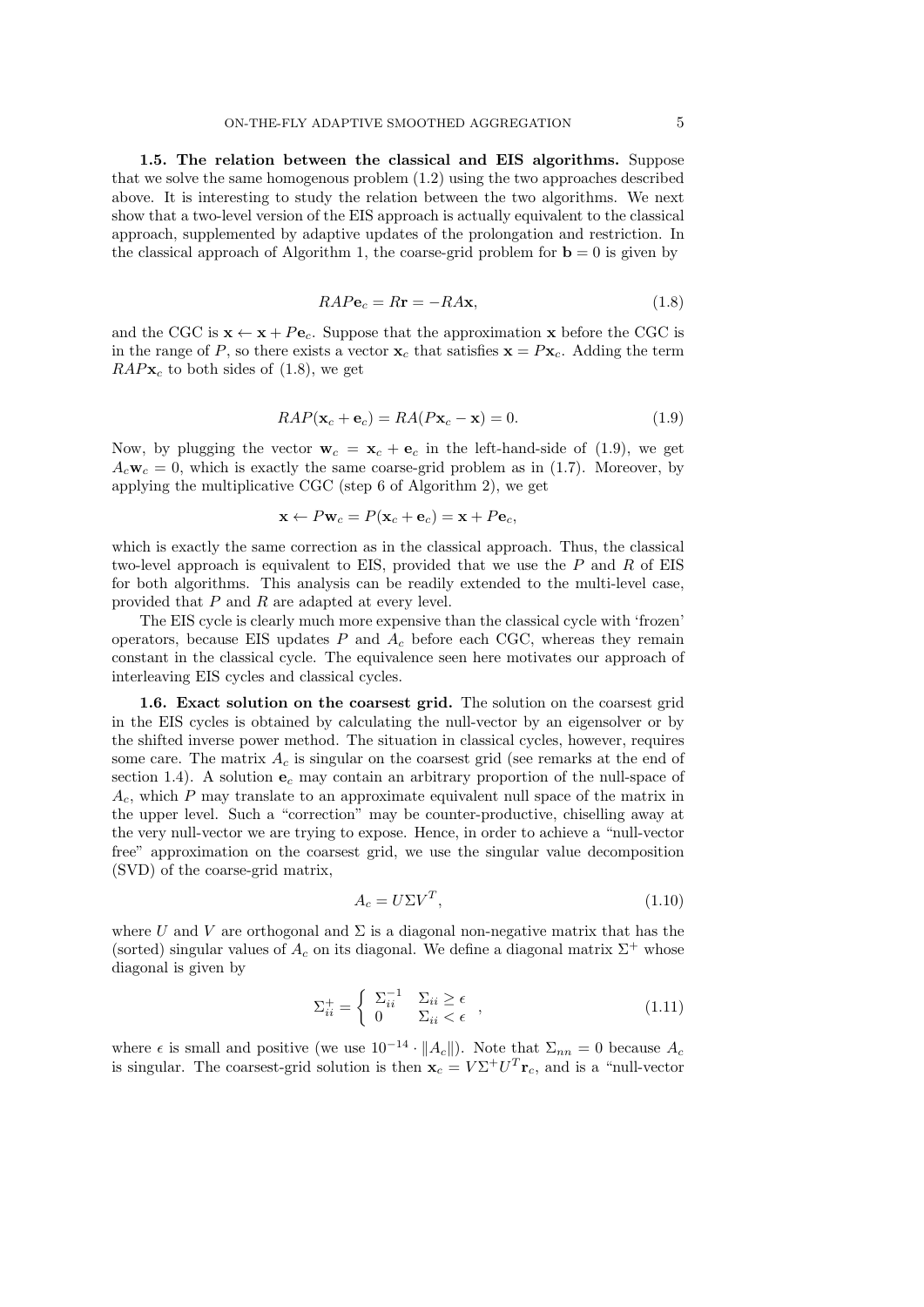**1.5. The relation between the classical and EIS algorithms.** Suppose that we solve the same homogenous problem (1.2) using the two approaches described above. It is interesting to study the relation between the two algorithms. We next show that a two-level version of the EIS approach is actually equivalent to the classical approach, supplemented by adaptive updates of the prolongation and restriction. In the classical approach of Algorithm 1, the coarse-grid problem for $\mathbf{b} = 0$ is given by

$$RAP\mathbf{e}_c = R\mathbf{r} = -RA\mathbf{x}, \tag{1.8}$$

and the CGC is $\mathbf{x} \leftarrow \mathbf{x} + P\mathbf{e}_c$. Suppose that the approximation $\mathbf{x}$ before the CGC is in the range of $P$, so there exists a vector $\mathbf{x}_c$ that satisfies $\mathbf{x} = P\mathbf{x}_c$. Adding the term $RAP\mathbf{x}_c$ to both sides of (1.8), we get

$$RAP(\mathbf{x}_c + \mathbf{e}_c) = RA(P\mathbf{x}_c - \mathbf{x}) = 0. \tag{1.9}$$

Now, by plugging the vector $\mathbf{w}_c = \mathbf{x}_c + \mathbf{e}_c$ in the left-hand-side of (1.9), we get $A_c\mathbf{w}_c = 0$, which is exactly the same coarse-grid problem as in (1.7). Moreover, by applying the multiplicative CGC (step 6 of Algorithm 2), we get

$$\mathbf{x} \leftarrow P\mathbf{w}_c = P(\mathbf{x}_c + \mathbf{e}_c) = \mathbf{x} + P\mathbf{e}_c,$$

which is exactly the same correction as in the classical approach. Thus, the classical two-level approach is equivalent to EIS, provided that we use the $P$ and $R$ of EIS for both algorithms. This analysis can be readily extended to the multi-level case, provided that $P$ and $R$ are adapted at every level.

The EIS cycle is clearly much more expensive than the classical cycle with 'frozen' operators, because EIS updates $P$ and $A_c$ before each CGC, whereas they remain constant in the classical cycle. The equivalence seen here motivates our approach of interleaving EIS cycles and classical cycles.

**1.6. Exact solution on the coarsest grid.** The solution on the coarsest grid in the EIS cycles is obtained by calculating the null-vector by an eigensolver or by the shifted inverse power method. The situation in classical cycles, however, requires some care. The matrix $A_c$ is singular on the coarsest grid (see remarks at the end of section 1.4). A solution $\mathbf{e}_c$ may contain an arbitrary proportion of the null-space of $A_c$, which $P$ may translate to an approximate equivalent null space of the matrix in the upper level. Such a "correction" may be counter-productive, chiselling away at the very null-vector we are trying to expose. Hence, in order to achieve a "null-vector free" approximation on the coarsest grid, we use the singular value decomposition (SVD) of the coarse-grid matrix,

$$A_c = U\Sigma V^T, \tag{1.10}$$

where $U$ and $V$ are orthogonal and $\Sigma$ is a diagonal non-negative matrix that has the (sorted) singular values of $A_c$ on its diagonal. We define a diagonal matrix $\Sigma^+$ whose diagonal is given by

$$\Sigma^+_{ii} = \begin{cases} \Sigma^{-1}_{ii} & \Sigma_{ii} \geq \epsilon \\ 0 & \Sigma_{ii} < \epsilon \end{cases}, \tag{1.11}$$

where $\epsilon$ is small and positive (we use $10^{-14} \cdot \|A_c\|$). Note that $\Sigma_{nn} = 0$ because $A_c$ is singular. The coarsest-grid solution is then $\mathbf{x}_c = V\Sigma^+U^T\mathbf{r}_c$, and is a "null-vector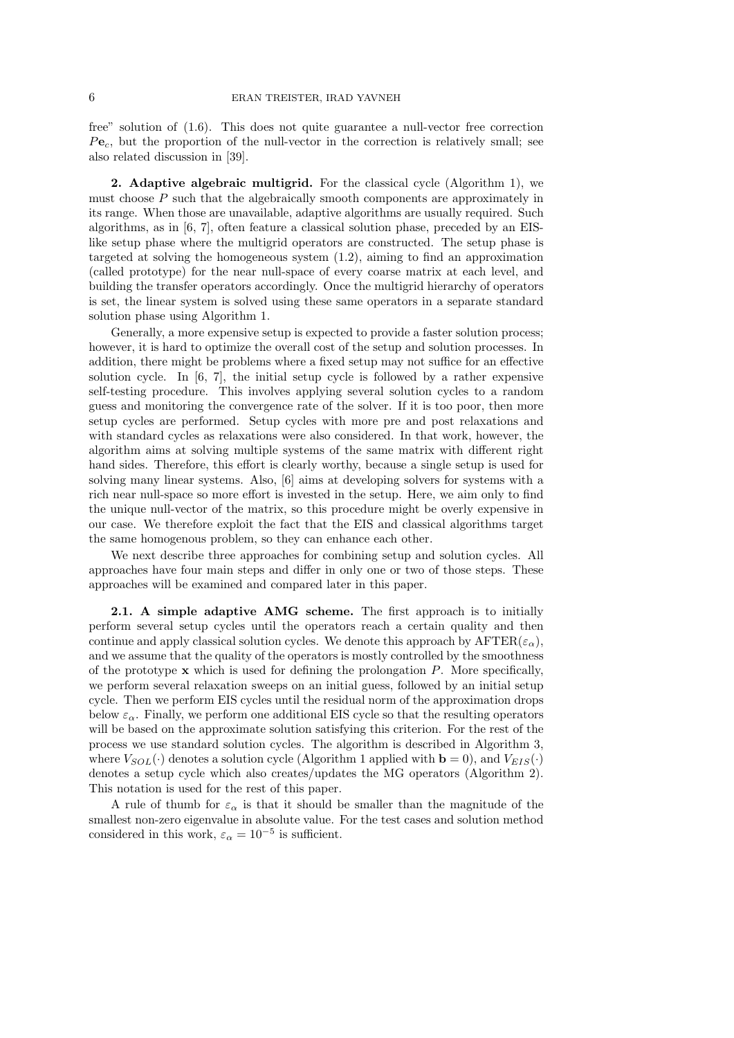free" solution of (1.6). This does not quite guarantee a null-vector free correction $P\mathbf{e}_c$, but the proportion of the null-vector in the correction is relatively small; see also related discussion in [39].

## 2. Adaptive algebraic multigrid.

For the classical cycle (Algorithm 1), we must choose $P$ such that the algebraically smooth components are approximately in its range. When those are unavailable, adaptive algorithms are usually required. Such algorithms, as in [6, 7], often feature a classical solution phase, preceded by an EIS-like setup phase where the multigrid operators are constructed. The setup phase is targeted at solving the homogeneous system (1.2), aiming to find an approximation (called prototype) for the near null-space of every coarse matrix at each level, and building the transfer operators accordingly. Once the multigrid hierarchy of operators is set, the linear system is solved using these same operators in a separate standard solution phase using Algorithm 1.

Generally, a more expensive setup is expected to provide a faster solution process; however, it is hard to optimize the overall cost of the setup and solution processes. In addition, there might be problems where a fixed setup may not suffice for an effective solution cycle. In [6, 7], the initial setup cycle is followed by a rather expensive self-testing procedure. This involves applying several solution cycles to a random guess and monitoring the convergence rate of the solver. If it is too poor, then more setup cycles are performed. Setup cycles with more pre and post relaxations and with standard cycles as relaxations were also considered. In that work, however, the algorithm aims at solving multiple systems of the same matrix with different right hand sides. Therefore, this effort is clearly worthy, because a single setup is used for solving many linear systems. Also, [6] aims at developing solvers for systems with a rich near null-space so more effort is invested in the setup. Here, we aim only to find the unique null-vector of the matrix, so this procedure might be overly expensive in our case. We therefore exploit the fact that the EIS and classical algorithms target the same homogenous problem, so they can enhance each other.

We next describe three approaches for combining setup and solution cycles. All approaches have four main steps and differ in only one or two of those steps. These approaches will be examined and compared later in this paper.

### 2.1. A simple adaptive AMG scheme.

The first approach is to initially perform several setup cycles until the operators reach a certain quality and then continue and apply classical solution cycles. We denote this approach by AFTER($\varepsilon_\alpha$), and we assume that the quality of the operators is mostly controlled by the smoothness of the prototype $\mathbf{x}$ which is used for defining the prolongation $P$. More specifically, we perform several relaxation sweeps on an initial guess, followed by an initial setup cycle. Then we perform EIS cycles until the residual norm of the approximation drops below $\varepsilon_\alpha$. Finally, we perform one additional EIS cycle so that the resulting operators will be based on the approximate solution satisfying this criterion. For the rest of the process we use standard solution cycles. The algorithm is described in Algorithm 3, where $V_{SOL}(\cdot)$ denotes a solution cycle (Algorithm 1 applied with $\mathbf{b} = 0$), and $V_{EIS}(\cdot)$ denotes a setup cycle which also creates/updates the MG operators (Algorithm 2). This notation is used for the rest of this paper.

A rule of thumb for $\varepsilon_\alpha$ is that it should be smaller than the magnitude of the smallest non-zero eigenvalue in absolute value. For the test cases and solution method considered in this work, $\varepsilon_\alpha = 10^{-5}$ is sufficient.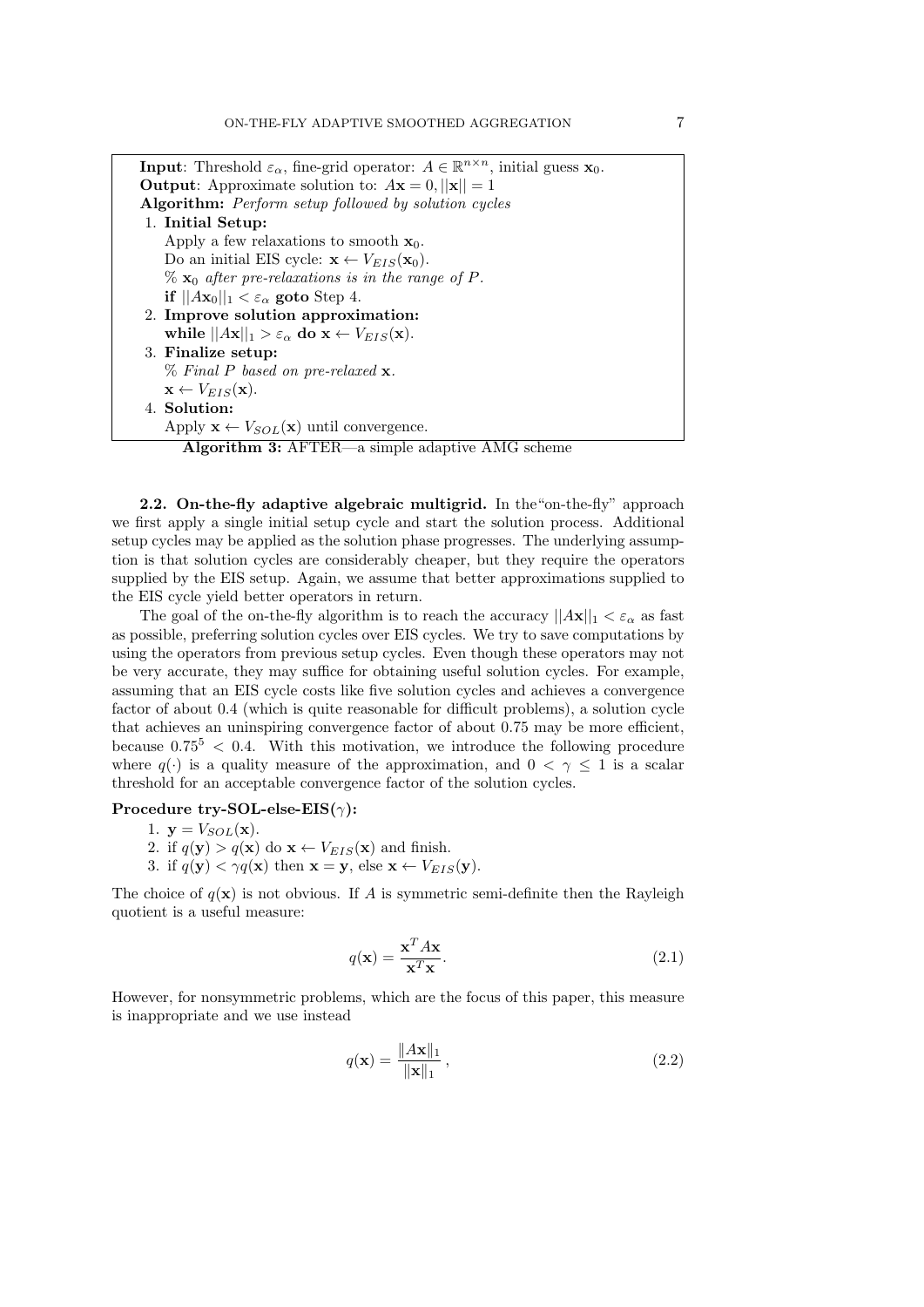**Input**: Threshold $\varepsilon_\alpha$, fine-grid operator: $A \in \mathbb{R}^{n\times n}$, initial guess $\mathbf{x}_0$.
**Output**: Approximate solution to: $A\mathbf{x} = 0, ||\mathbf{x}|| = 1$
**Algorithm:** *Perform setup followed by solution cycles*

1. **Initial Setup:**
   Apply a few relaxations to smooth $\mathbf{x}_0$.
   Do an initial EIS cycle: $\mathbf{x} \leftarrow V_{EIS}(\mathbf{x}_0)$.
   % $\mathbf{x}_0$ *after pre-relaxations is in the range of* $P$.
   **if** $||A\mathbf{x}_0||_1 < \varepsilon_\alpha$ **goto** Step 4.
2. **Improve solution approximation:**
   **while** $||A\mathbf{x}||_1 > \varepsilon_\alpha$ **do** $\mathbf{x} \leftarrow V_{EIS}(\mathbf{x})$.
3. **Finalize setup:**
   % *Final* $P$ *based on pre-relaxed* $\mathbf{x}$.
   $\mathbf{x} \leftarrow V_{EIS}(\mathbf{x})$.
4. **Solution:**
   Apply $\mathbf{x} \leftarrow V_{SOL}(\mathbf{x})$ until convergence.

**Algorithm 3:** AFTER—a simple adaptive AMG scheme

**2.2. On-the-fly adaptive algebraic multigrid.** In the"on-the-fly" approach we first apply a single initial setup cycle and start the solution process. Additional setup cycles may be applied as the solution phase progresses. The underlying assumption is that solution cycles are considerably cheaper, but they require the operators supplied by the EIS setup. Again, we assume that better approximations supplied to the EIS cycle yield better operators in return.

The goal of the on-the-fly algorithm is to reach the accuracy $||A\mathbf{x}||_1 < \varepsilon_\alpha$ as fast as possible, preferring solution cycles over EIS cycles. We try to save computations by using the operators from previous setup cycles. Even though these operators may not be very accurate, they may suffice for obtaining useful solution cycles. For example, assuming that an EIS cycle costs like five solution cycles and achieves a convergence factor of about 0.4 (which is quite reasonable for difficult problems), a solution cycle that achieves an uninspiring convergence factor of about 0.75 may be more efficient, because $0.75^5 < 0.4$. With this motivation, we introduce the following procedure where $q(\cdot)$ is a quality measure of the approximation, and $0 < \gamma \leq 1$ is a scalar threshold for an acceptable convergence factor of the solution cycles.

**Procedure try-SOL-else-EIS($\gamma$):**

1. $\mathbf{y} = V_{SOL}(\mathbf{x})$.
2. if $q(\mathbf{y}) > q(\mathbf{x})$ do $\mathbf{x} \leftarrow V_{EIS}(\mathbf{x})$ and finish.
3. if $q(\mathbf{y}) < \gamma q(\mathbf{x})$ then $\mathbf{x} = \mathbf{y}$, else $\mathbf{x} \leftarrow V_{EIS}(\mathbf{y})$.

The choice of $q(\mathbf{x})$ is not obvious. If $A$ is symmetric semi-definite then the Rayleigh quotient is a useful measure:

$$q(\mathbf{x}) = \frac{\mathbf{x}^T A \mathbf{x}}{\mathbf{x}^T \mathbf{x}}. \tag{2.1}$$

However, for nonsymmetric problems, which are the focus of this paper, this measure is inappropriate and we use instead

$$q(\mathbf{x}) = \frac{\|A\mathbf{x}\|_1}{\|\mathbf{x}\|_1}, \tag{2.2}$$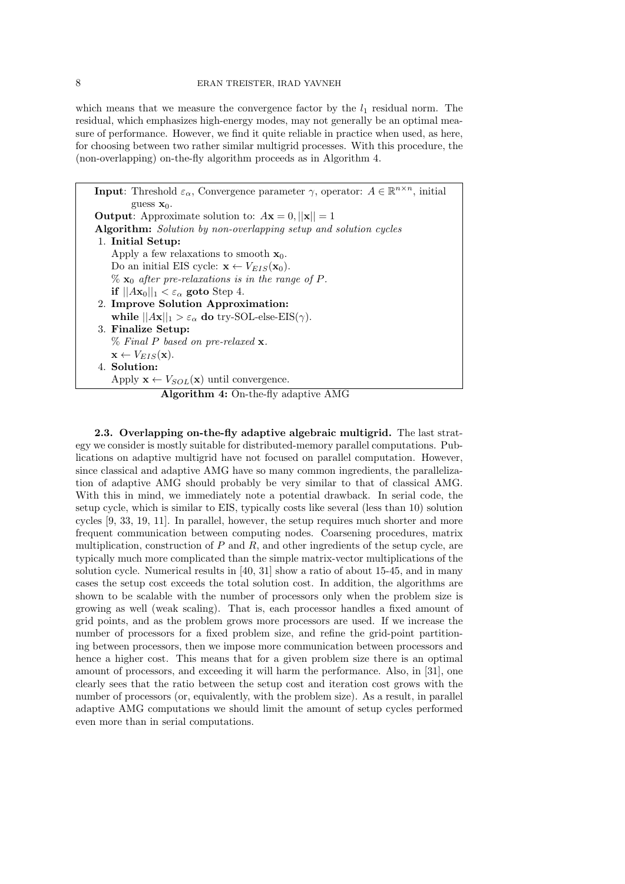which means that we measure the convergence factor by the $l_1$ residual norm. The residual, which emphasizes high-energy modes, may not generally be an optimal measure of performance. However, we find it quite reliable in practice when used, as here, for choosing between two rather similar multigrid processes. With this procedure, the (non-overlapping) on-the-fly algorithm proceeds as in Algorithm 4.

**Input**: Threshold $\varepsilon_\alpha$, Convergence parameter $\gamma$, operator: $A \in \mathbb{R}^{n\times n}$, initial guess $\mathbf{x}_0$.
**Output**: Approximate solution to: $A\mathbf{x} = 0, ||\mathbf{x}|| = 1$
**Algorithm:** *Solution by non-overlapping setup and solution cycles*

1. **Initial Setup:**
   Apply a few relaxations to smooth $\mathbf{x}_0$.
   Do an initial EIS cycle: $\mathbf{x} \leftarrow V_{EIS}(\mathbf{x}_0)$.
   % *$\mathbf{x}_0$ after pre-relaxations is in the range of $P$.*
   **if** $||A\mathbf{x}_0||_1 < \varepsilon_\alpha$ **goto** Step 4.
2. **Improve Solution Approximation:**
   **while** $||A\mathbf{x}||_1 > \varepsilon_\alpha$ **do** try-SOL-else-EIS($\gamma$).
3. **Finalize Setup:**
   % *Final $P$ based on pre-relaxed $\mathbf{x}$.*
   $\mathbf{x} \leftarrow V_{EIS}(\mathbf{x})$.
4. **Solution:**
   Apply $\mathbf{x} \leftarrow V_{SOL}(\mathbf{x})$ until convergence.

**Algorithm 4:** On-the-fly adaptive AMG

**2.3. Overlapping on-the-fly adaptive algebraic multigrid.** The last strategy we consider is mostly suitable for distributed-memory parallel computations. Publications on adaptive multigrid have not focused on parallel computation. However, since classical and adaptive AMG have so many common ingredients, the parallelization of adaptive AMG should probably be very similar to that of classical AMG. With this in mind, we immediately note a potential drawback. In serial code, the setup cycle, which is similar to EIS, typically costs like several (less than 10) solution cycles [9, 33, 19, 11]. In parallel, however, the setup requires much shorter and more frequent communication between computing nodes. Coarsening procedures, matrix multiplication, construction of $P$ and $R$, and other ingredients of the setup cycle, are typically much more complicated than the simple matrix-vector multiplications of the solution cycle. Numerical results in [40, 31] show a ratio of about 15-45, and in many cases the setup cost exceeds the total solution cost. In addition, the algorithms are shown to be scalable with the number of processors only when the problem size is growing as well (weak scaling). That is, each processor handles a fixed amount of grid points, and as the problem grows more processors are used. If we increase the number of processors for a fixed problem size, and refine the grid-point partitioning between processors, then we impose more communication between processors and hence a higher cost. This means that for a given problem size there is an optimal amount of processors, and exceeding it will harm the performance. Also, in [31], one clearly sees that the ratio between the setup cost and iteration cost grows with the number of processors (or, equivalently, with the problem size). As a result, in parallel adaptive AMG computations we should limit the amount of setup cycles performed even more than in serial computations.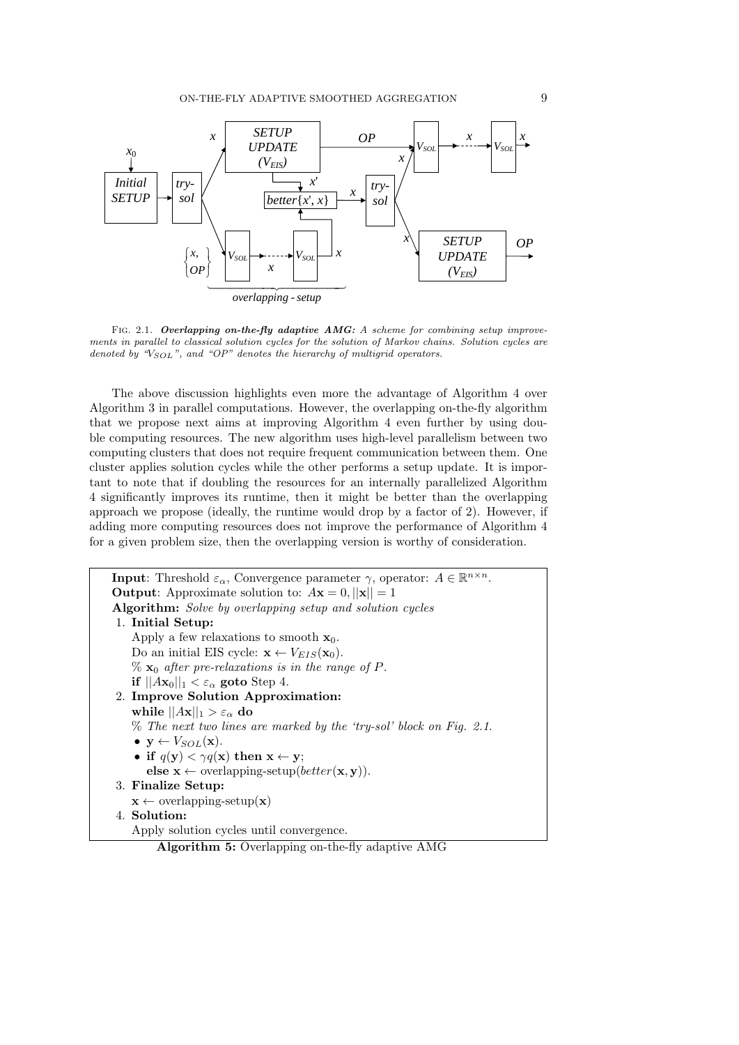FIG. 2.1. ***Overlapping on-the-fly adaptive AMG:*** *A scheme for combining setup improvements in parallel to classical solution cycles for the solution of Markov chains. Solution cycles are denoted by "$V_{SOL}$", and "OP" denotes the hierarchy of multigrid operators.*

The above discussion highlights even more the advantage of Algorithm 4 over Algorithm 3 in parallel computations. However, the overlapping on-the-fly algorithm that we propose next aims at improving Algorithm 4 even further by using double computing resources. The new algorithm uses high-level parallelism between two computing clusters that does not require frequent communication between them. One cluster applies solution cycles while the other performs a setup update. It is important to note that if doubling the resources for an internally parallelized Algorithm 4 significantly improves its runtime, then it might be better than the overlapping approach we propose (ideally, the runtime would drop by a factor of 2). However, if adding more computing resources does not improve the performance of Algorithm 4 for a given problem size, then the overlapping version is worthy of consideration.

**Input**: Threshold $\varepsilon_\alpha$, Convergence parameter $\gamma$, operator: $A \in \mathbb{R}^{n\times n}$.
**Output**: Approximate solution to: $A\mathbf{x} = 0, ||\mathbf{x}|| = 1$
**Algorithm:** *Solve by overlapping setup and solution cycles*

1. **Initial Setup:**
   Apply a few relaxations to smooth $\mathbf{x}_0$.
   Do an initial EIS cycle: $\mathbf{x} \leftarrow V_{EIS}(\mathbf{x}_0)$.
   % $\mathbf{x}_0$ *after pre-relaxations is in the range of* $P$.
   **if** $||A\mathbf{x}_0||_1 < \varepsilon_\alpha$ **goto** Step 4.
2. **Improve Solution Approximation:**
   **while** $||A\mathbf{x}||_1 > \varepsilon_\alpha$ **do**
   % *The next two lines are marked by the 'try-sol' block on Fig. 2.1.*
   - $\mathbf{y} \leftarrow V_{SOL}(\mathbf{x})$.
   - **if** $q(\mathbf{y}) < \gamma q(\mathbf{x})$ **then** $\mathbf{x} \leftarrow \mathbf{y}$;
     **else** $\mathbf{x} \leftarrow$ overlapping-setup($better(\mathbf{x}, \mathbf{y})$).
3. **Finalize Setup:**
   $\mathbf{x} \leftarrow$ overlapping-setup($\mathbf{x}$)
4. **Solution:**
   Apply solution cycles until convergence.

**Algorithm 5:** Overlapping on-the-fly adaptive AMG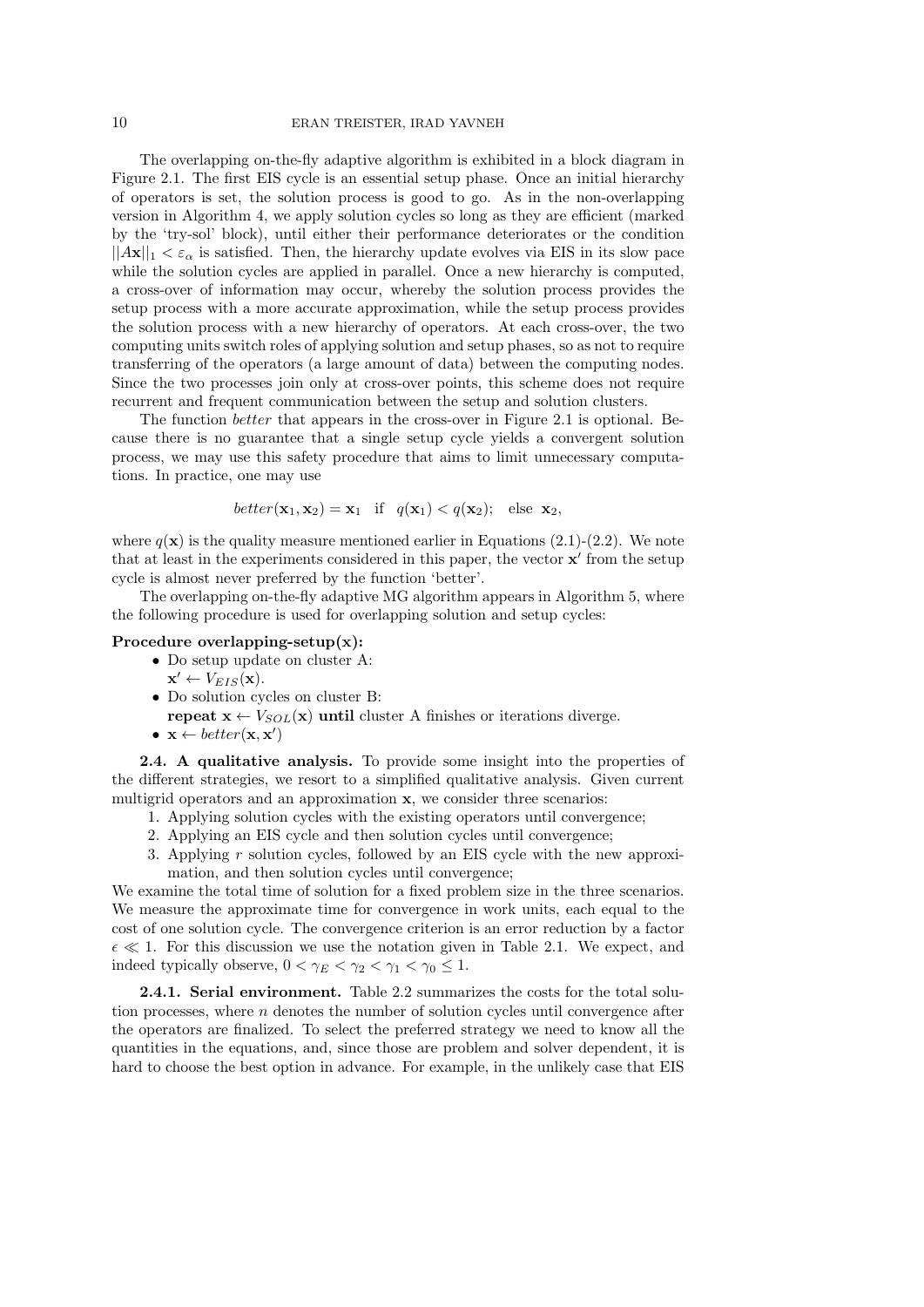The overlapping on-the-fly adaptive algorithm is exhibited in a block diagram in Figure 2.1. The first EIS cycle is an essential setup phase. Once an initial hierarchy of operators is set, the solution process is good to go. As in the non-overlapping version in Algorithm 4, we apply solution cycles so long as they are efficient (marked by the 'try-sol' block), until either their performance deteriorates or the condition $||A\mathbf{x}||_1 < \varepsilon_\alpha$ is satisfied. Then, the hierarchy update evolves via EIS in its slow pace while the solution cycles are applied in parallel. Once a new hierarchy is computed, a cross-over of information may occur, whereby the solution process provides the setup process with a more accurate approximation, while the setup process provides the solution process with a new hierarchy of operators. At each cross-over, the two computing units switch roles of applying solution and setup phases, so as not to require transferring of the operators (a large amount of data) between the computing nodes. Since the two processes join only at cross-over points, this scheme does not require recurrent and frequent communication between the setup and solution clusters.

The function *better* that appears in the cross-over in Figure 2.1 is optional. Because there is no guarantee that a single setup cycle yields a convergent solution process, we may use this safety procedure that aims to limit unnecessary computations. In practice, one may use

$$better(\mathbf{x}_1, \mathbf{x}_2) = \mathbf{x}_1 \quad \text{if} \quad q(\mathbf{x}_1) < q(\mathbf{x}_2); \quad \text{else} \ \ \mathbf{x}_2,$$

where $q(\mathbf{x})$ is the quality measure mentioned earlier in Equations (2.1)-(2.2). We note that at least in the experiments considered in this paper, the vector $\mathbf{x}'$ from the setup cycle is almost never preferred by the function 'better'.

The overlapping on-the-fly adaptive MG algorithm appears in Algorithm 5, where the following procedure is used for overlapping solution and setup cycles:

**Procedure overlapping-setup(x):**

- Do setup update on cluster A:
  $\mathbf{x}' \leftarrow V_{EIS}(\mathbf{x})$.
- Do solution cycles on cluster B:
  **repeat** $\mathbf{x} \leftarrow V_{SOL}(\mathbf{x})$ **until** cluster A finishes or iterations diverge.
- $\mathbf{x} \leftarrow better(\mathbf{x}, \mathbf{x}')$

**2.4. A qualitative analysis.** To provide some insight into the properties of the different strategies, we resort to a simplified qualitative analysis. Given current multigrid operators and an approximation $\mathbf{x}$, we consider three scenarios:

1. Applying solution cycles with the existing operators until convergence;
2. Applying an EIS cycle and then solution cycles until convergence;
3. Applying $r$ solution cycles, followed by an EIS cycle with the new approximation, and then solution cycles until convergence;

We examine the total time of solution for a fixed problem size in the three scenarios. We measure the approximate time for convergence in work units, each equal to the cost of one solution cycle. The convergence criterion is an error reduction by a factor $\epsilon \ll 1$. For this discussion we use the notation given in Table 2.1. We expect, and indeed typically observe, $0 < \gamma_E < \gamma_2 < \gamma_1 < \gamma_0 \leq 1$.

**2.4.1. Serial environment.** Table 2.2 summarizes the costs for the total solution processes, where $n$ denotes the number of solution cycles until convergence after the operators are finalized. To select the preferred strategy we need to know all the quantities in the equations, and, since those are problem and solver dependent, it is hard to choose the best option in advance. For example, in the unlikely case that EIS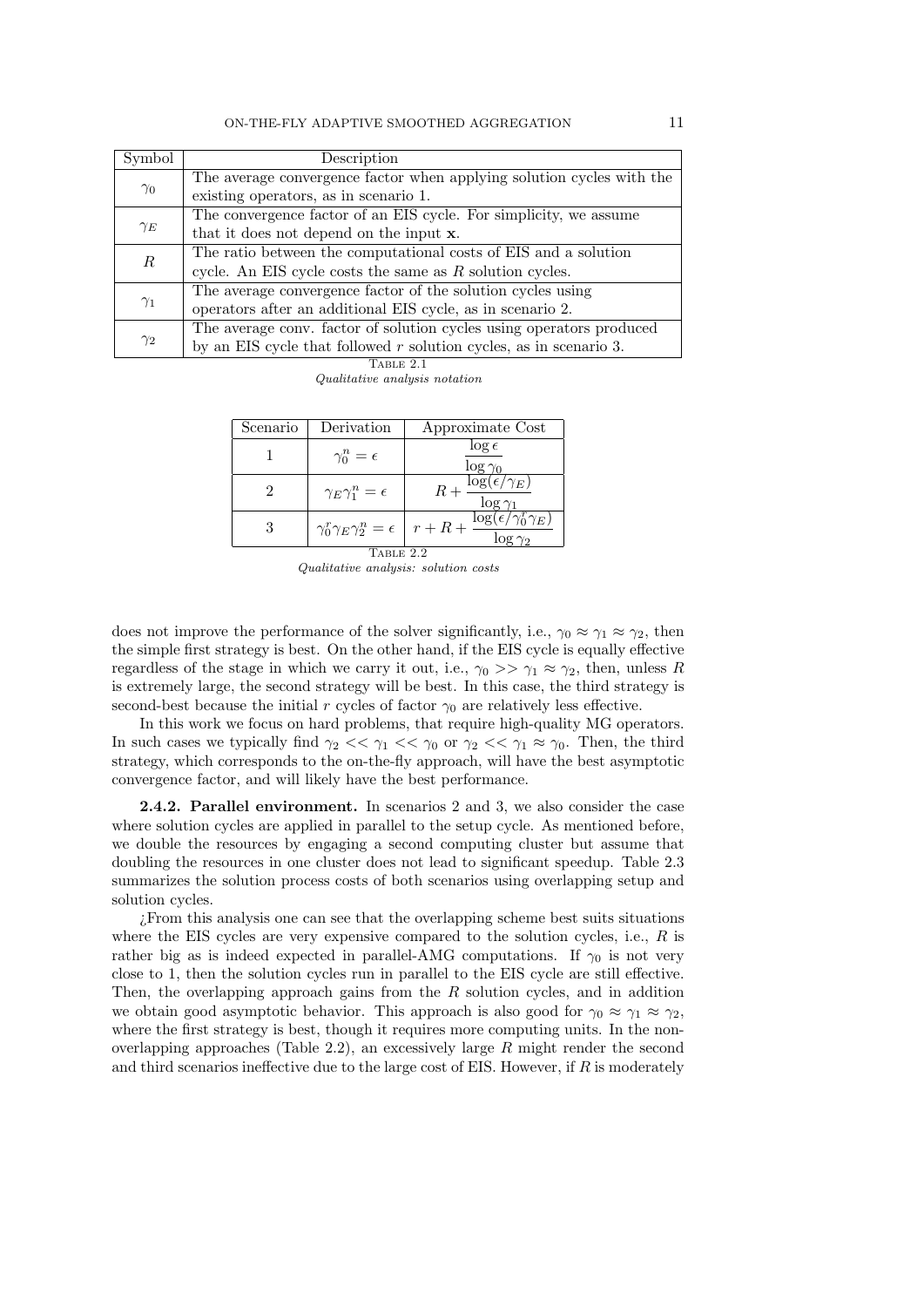| Symbol | Description |
|---|---|
| $\gamma_0$ | The average convergence factor when applying solution cycles with the existing operators, as in scenario 1. |
| $\gamma_E$ | The convergence factor of an EIS cycle. For simplicity, we assume that it does not depend on the input $\mathbf{x}$. |
| $R$ | The ratio between the computational costs of EIS and a solution cycle. An EIS cycle costs the same as $R$ solution cycles. |
| $\gamma_1$ | The average convergence factor of the solution cycles using operators after an additional EIS cycle, as in scenario 2. |
| $\gamma_2$ | The average conv. factor of solution cycles using operators produced by an EIS cycle that followed $r$ solution cycles, as in scenario 3. |

TABLE 2.1
*Qualitative analysis notation*

| Scenario | Derivation | Approximate Cost |
|---|---|---|
| 1 | $\gamma_0^n = \epsilon$ | $\dfrac{\log \epsilon}{\log \gamma_0}$ |
| 2 | $\gamma_E \gamma_1^n = \epsilon$ | $R + \dfrac{\log(\epsilon/\gamma_E)}{\log \gamma_1}$ |
| 3 | $\gamma_0^r \gamma_E \gamma_2^n = \epsilon$ | $r + R + \dfrac{\log(\epsilon/\gamma_0^r \gamma_E)}{\log \gamma_2}$ |

TABLE 2.2
*Qualitative analysis: solution costs*

does not improve the performance of the solver significantly, i.e., $\gamma_0 \approx \gamma_1 \approx \gamma_2$, then the simple first strategy is best. On the other hand, if the EIS cycle is equally effective regardless of the stage in which we carry it out, i.e., $\gamma_0 >> \gamma_1 \approx \gamma_2$, then, unless $R$ is extremely large, the second strategy will be best. In this case, the third strategy is second-best because the initial $r$ cycles of factor $\gamma_0$ are relatively less effective.

In this work we focus on hard problems, that require high-quality MG operators. In such cases we typically find $\gamma_2 << \gamma_1 << \gamma_0$ or $\gamma_2 << \gamma_1 \approx \gamma_0$. Then, the third strategy, which corresponds to the on-the-fly approach, will have the best asymptotic convergence factor, and will likely have the best performance.

**2.4.2. Parallel environment.** In scenarios 2 and 3, we also consider the case where solution cycles are applied in parallel to the setup cycle. As mentioned before, we double the resources by engaging a second computing cluster but assume that doubling the resources in one cluster does not lead to significant speedup. Table 2.3 summarizes the solution process costs of both scenarios using overlapping setup and solution cycles.

¿From this analysis one can see that the overlapping scheme best suits situations where the EIS cycles are very expensive compared to the solution cycles, i.e., $R$ is rather big as is indeed expected in parallel-AMG computations. If $\gamma_0$ is not very close to 1, then the solution cycles run in parallel to the EIS cycle are still effective. Then, the overlapping approach gains from the $R$ solution cycles, and in addition we obtain good asymptotic behavior. This approach is also good for $\gamma_0 \approx \gamma_1 \approx \gamma_2$, where the first strategy is best, though it requires more computing units. In the non-overlapping approaches (Table 2.2), an excessively large $R$ might render the second and third scenarios ineffective due to the large cost of EIS. However, if $R$ is moderately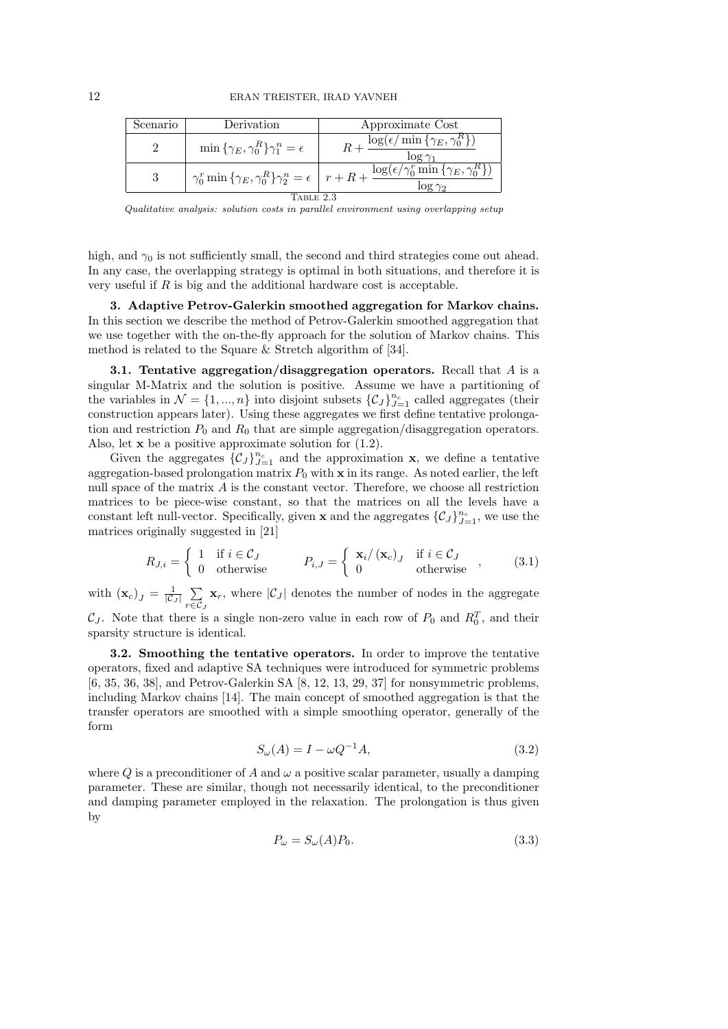| Scenario | Derivation | Approximate Cost |
|---|---|---|
| 2 | $\min\{\gamma_E, \gamma_0^R\}\gamma_1^n = \epsilon$ | $R + \dfrac{\log(\epsilon/\min\{\gamma_E, \gamma_0^R\})}{\log \gamma_1}$ |
| 3 | $\gamma_0^r \min\{\gamma_E, \gamma_0^R\}\gamma_2^n = \epsilon$ | $r + R + \dfrac{\log(\epsilon/\gamma_0^r \min\{\gamma_E, \gamma_0^R\})}{\log \gamma_2}$ |

TABLE 2.3

*Qualitative analysis: solution costs in parallel environment using overlapping setup*

high, and $\gamma_0$ is not sufficiently small, the second and third strategies come out ahead. In any case, the overlapping strategy is optimal in both situations, and therefore it is very useful if $R$ is big and the additional hardware cost is acceptable.

## 3. Adaptive Petrov-Galerkin smoothed aggregation for Markov chains.

In this section we describe the method of Petrov-Galerkin smoothed aggregation that we use together with the on-the-fly approach for the solution of Markov chains. This method is related to the Square & Stretch algorithm of [34].

### 3.1. Tentative aggregation/disaggregation operators.

Recall that $A$ is a singular M-Matrix and the solution is positive. Assume we have a partitioning of the variables in $\mathcal{N} = \{1, ..., n\}$ into disjoint subsets $\{\mathcal{C}_J\}_{J=1}^{n_c}$ called aggregates (their construction appears later). Using these aggregates we first define tentative prolongation and restriction $P_0$ and $R_0$ that are simple aggregation/disaggregation operators. Also, let $\mathbf{x}$ be a positive approximate solution for (1.2).

Given the aggregates $\{\mathcal{C}_J\}_{J=1}^{n_c}$ and the approximation $\mathbf{x}$, we define a tentative aggregation-based prolongation matrix $P_0$ with $\mathbf{x}$ in its range. As noted earlier, the left null space of the matrix $A$ is the constant vector. Therefore, we choose all restriction matrices to be piece-wise constant, so that the matrices on all the levels have a constant left null-vector. Specifically, given $\mathbf{x}$ and the aggregates $\{\mathcal{C}_J\}_{J=1}^{n_c}$, we use the matrices originally suggested in [21]

$$R_{J,i} = \begin{cases} 1 & \text{if } i \in \mathcal{C}_J \\ 0 & \text{otherwise} \end{cases} \qquad P_{i,J} = \begin{cases} \mathbf{x}_i / (\mathbf{x}_c)_J & \text{if } i \in \mathcal{C}_J \\ 0 & \text{otherwise} \end{cases}, \tag{3.1}$$

with $(\mathbf{x}_c)_J = \frac{1}{|\mathcal{C}_J|} \sum_{r \in \mathcal{C}_J} \mathbf{x}_r$, where $|\mathcal{C}_J|$ denotes the number of nodes in the aggregate $\mathcal{C}_J$. Note that there is a single non-zero value in each row of $P_0$ and $R_0^T$, and their sparsity structure is identical.

### 3.2. Smoothing the tentative operators.

In order to improve the tentative operators, fixed and adaptive SA techniques were introduced for symmetric problems [6, 35, 36, 38], and Petrov-Galerkin SA [8, 12, 13, 29, 37] for nonsymmetric problems, including Markov chains [14]. The main concept of smoothed aggregation is that the transfer operators are smoothed with a simple smoothing operator, generally of the form

$$S_\omega(A) = I - \omega Q^{-1} A, \tag{3.2}$$

where $Q$ is a preconditioner of $A$ and $\omega$ a positive scalar parameter, usually a damping parameter. These are similar, though not necessarily identical, to the preconditioner and damping parameter employed in the relaxation. The prolongation is thus given by

$$P_\omega = S_\omega(A) P_0. \tag{3.3}$$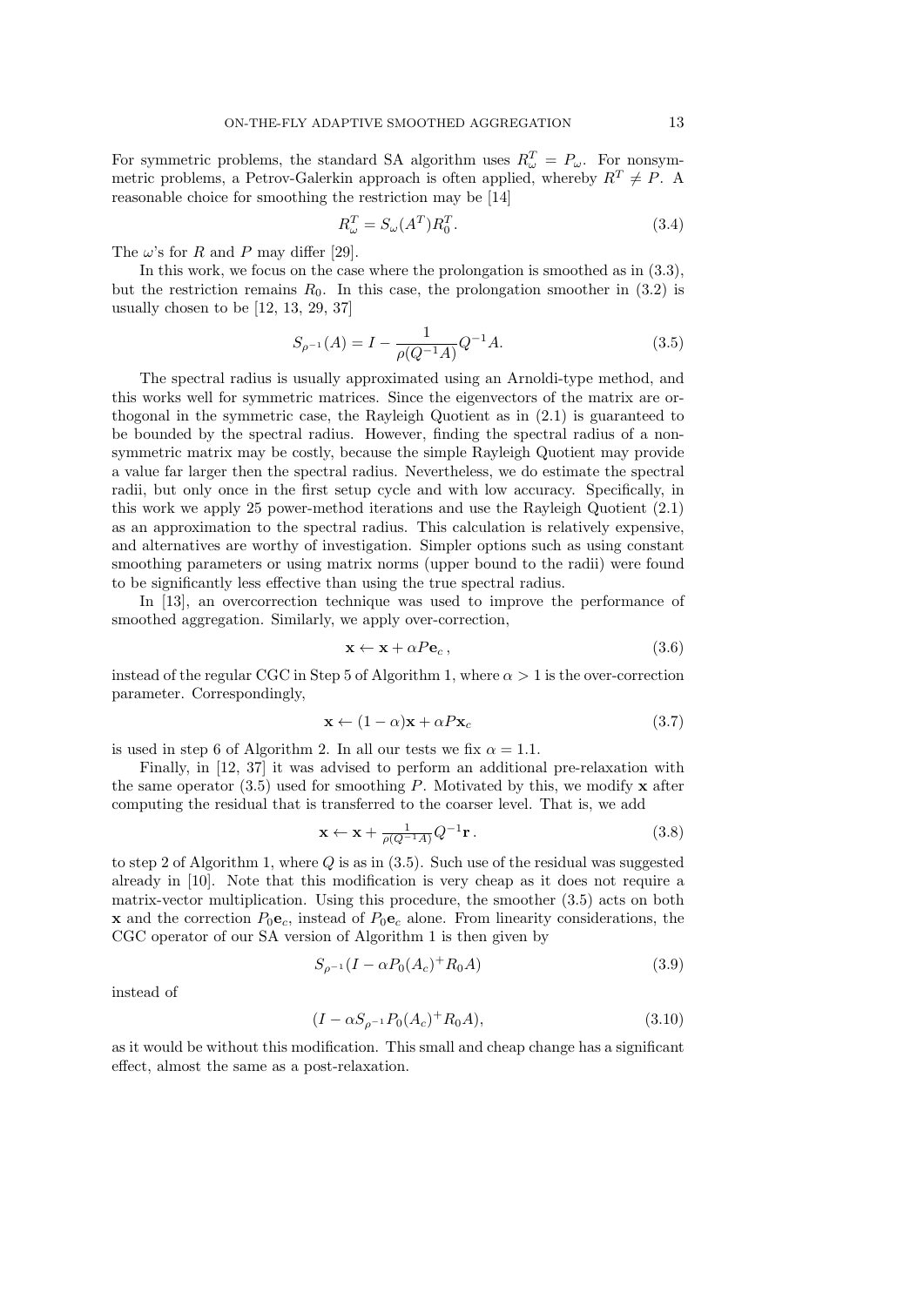For symmetric problems, the standard SA algorithm uses $R_\omega^T = P_\omega$. For nonsymmetric problems, a Petrov-Galerkin approach is often applied, whereby $R^T \neq P$. A reasonable choice for smoothing the restriction may be [14]

$$R_\omega^T = S_\omega(A^T) R_0^T. \tag{3.4}$$

The $\omega$'s for $R$ and $P$ may differ [29].

In this work, we focus on the case where the prolongation is smoothed as in (3.3), but the restriction remains $R_0$. In this case, the prolongation smoother in (3.2) is usually chosen to be [12, 13, 29, 37]

$$S_{\rho^{-1}}(A) = I - \frac{1}{\rho(Q^{-1}A)} Q^{-1} A. \tag{3.5}$$

The spectral radius is usually approximated using an Arnoldi-type method, and this works well for symmetric matrices. Since the eigenvectors of the matrix are orthogonal in the symmetric case, the Rayleigh Quotient as in (2.1) is guaranteed to be bounded by the spectral radius. However, finding the spectral radius of a nonsymmetric matrix may be costly, because the simple Rayleigh Quotient may provide a value far larger then the spectral radius. Nevertheless, we do estimate the spectral radii, but only once in the first setup cycle and with low accuracy. Specifically, in this work we apply 25 power-method iterations and use the Rayleigh Quotient (2.1) as an approximation to the spectral radius. This calculation is relatively expensive, and alternatives are worthy of investigation. Simpler options such as using constant smoothing parameters or using matrix norms (upper bound to the radii) were found to be significantly less effective than using the true spectral radius.

In [13], an overcorrection technique was used to improve the performance of smoothed aggregation. Similarly, we apply over-correction,

$$\mathbf{x} \leftarrow \mathbf{x} + \alpha P \mathbf{e}_c\,, \tag{3.6}$$

instead of the regular CGC in Step 5 of Algorithm 1, where $\alpha > 1$ is the over-correction parameter. Correspondingly,

$$\mathbf{x} \leftarrow (1-\alpha)\mathbf{x} + \alpha P \mathbf{x}_c \tag{3.7}$$

is used in step 6 of Algorithm 2. In all our tests we fix $\alpha = 1.1$.

Finally, in [12, 37] it was advised to perform an additional pre-relaxation with the same operator (3.5) used for smoothing $P$. Motivated by this, we modify $\mathbf{x}$ after computing the residual that is transferred to the coarser level. That is, we add

$$\mathbf{x} \leftarrow \mathbf{x} + \tfrac{1}{\rho(Q^{-1}A)} Q^{-1} \mathbf{r}\,. \tag{3.8}$$

to step 2 of Algorithm 1, where $Q$ is as in (3.5). Such use of the residual was suggested already in [10]. Note that this modification is very cheap as it does not require a matrix-vector multiplication. Using this procedure, the smoother (3.5) acts on both $\mathbf{x}$ and the correction $P_0\mathbf{e}_c$, instead of $P_0\mathbf{e}_c$ alone. From linearity considerations, the CGC operator of our SA version of Algorithm 1 is then given by

$$S_{\rho^{-1}}(I - \alpha P_0 (A_c)^+ R_0 A) \tag{3.9}$$

instead of

$$(I - \alpha S_{\rho^{-1}} P_0 (A_c)^+ R_0 A), \tag{3.10}$$

as it would be without this modification. This small and cheap change has a significant effect, almost the same as a post-relaxation.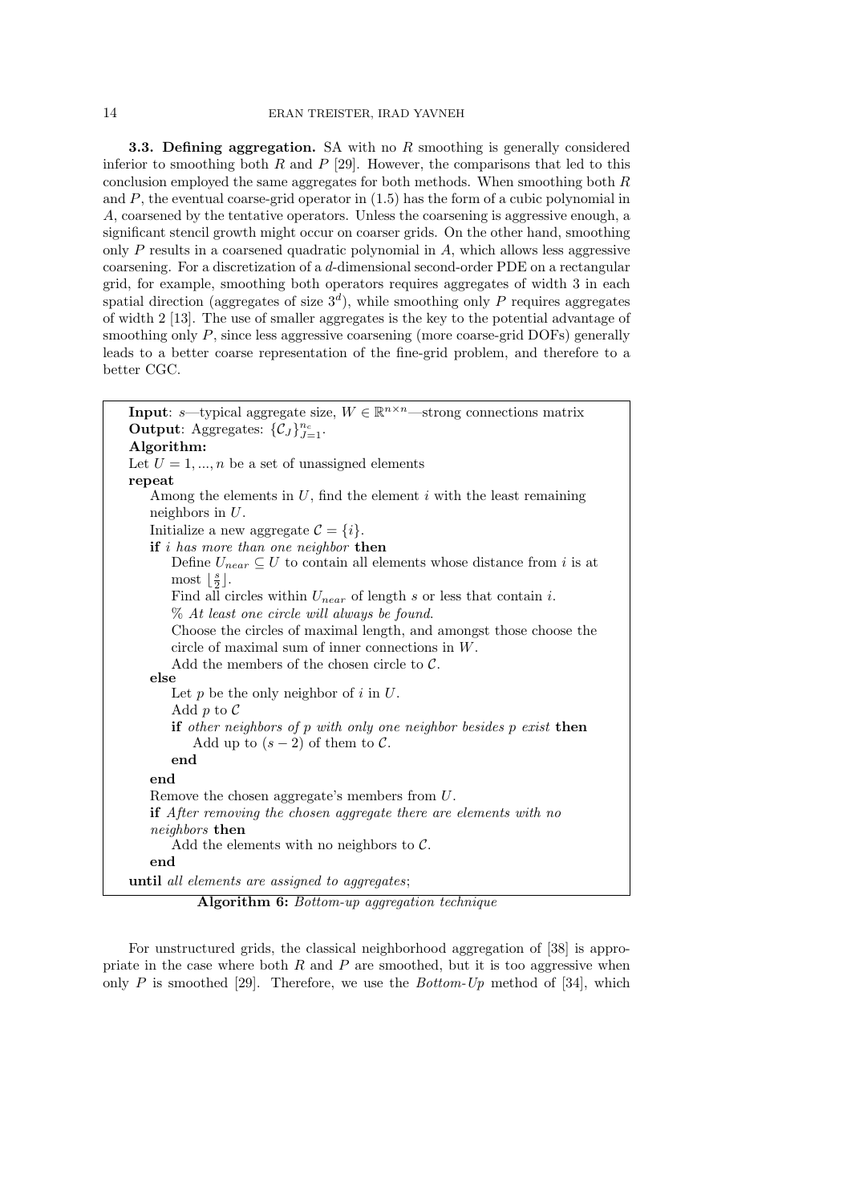**3.3. Defining aggregation.** SA with no $R$ smoothing is generally considered inferior to smoothing both $R$ and $P$ [29]. However, the comparisons that led to this conclusion employed the same aggregates for both methods. When smoothing both $R$ and $P$, the eventual coarse-grid operator in (1.5) has the form of a cubic polynomial in $A$, coarsened by the tentative operators. Unless the coarsening is aggressive enough, a significant stencil growth might occur on coarser grids. On the other hand, smoothing only $P$ results in a coarsened quadratic polynomial in $A$, which allows less aggressive coarsening. For a discretization of a $d$-dimensional second-order PDE on a rectangular grid, for example, smoothing both operators requires aggregates of width 3 in each spatial direction (aggregates of size $3^d$), while smoothing only $P$ requires aggregates of width 2 [13]. The use of smaller aggregates is the key to the potential advantage of smoothing only $P$, since less aggressive coarsening (more coarse-grid DOFs) generally leads to a better coarse representation of the fine-grid problem, and therefore to a better CGC.

```
Input: s—typical aggregate size, W ∈ R^{n×n}—strong connections matrix
Output: Aggregates: {C_J}_{J=1}^{n_c}.
Algorithm:
Let U = 1, ..., n be a set of unassigned elements
repeat
    Among the elements in U, find the element i with the least remaining
    neighbors in U.
    Initialize a new aggregate C = {i}.
    if i has more than one neighbor then
        Define U_near ⊆ U to contain all elements whose distance from i is at
        most ⌊s/2⌋.
        Find all circles within U_near of length s or less that contain i.
        % At least one circle will always be found.
        Choose the circles of maximal length, and amongst those choose the
        circle of maximal sum of inner connections in W.
        Add the members of the chosen circle to C.
    else
        Let p be the only neighbor of i in U.
        Add p to C
        if other neighbors of p with only one neighbor besides p exist then
            Add up to (s − 2) of them to C.
        end
    end
    Remove the chosen aggregate's members from U.
    if After removing the chosen aggregate there are elements with no
    neighbors then
        Add the elements with no neighbors to C.
    end
until all elements are assigned to aggregates;
```

**Algorithm 6:** *Bottom-up aggregation technique*

For unstructured grids, the classical neighborhood aggregation of [38] is appropriate in the case where both $R$ and $P$ are smoothed, but it is too aggressive when only $P$ is smoothed [29]. Therefore, we use the *Bottom-Up* method of [34], which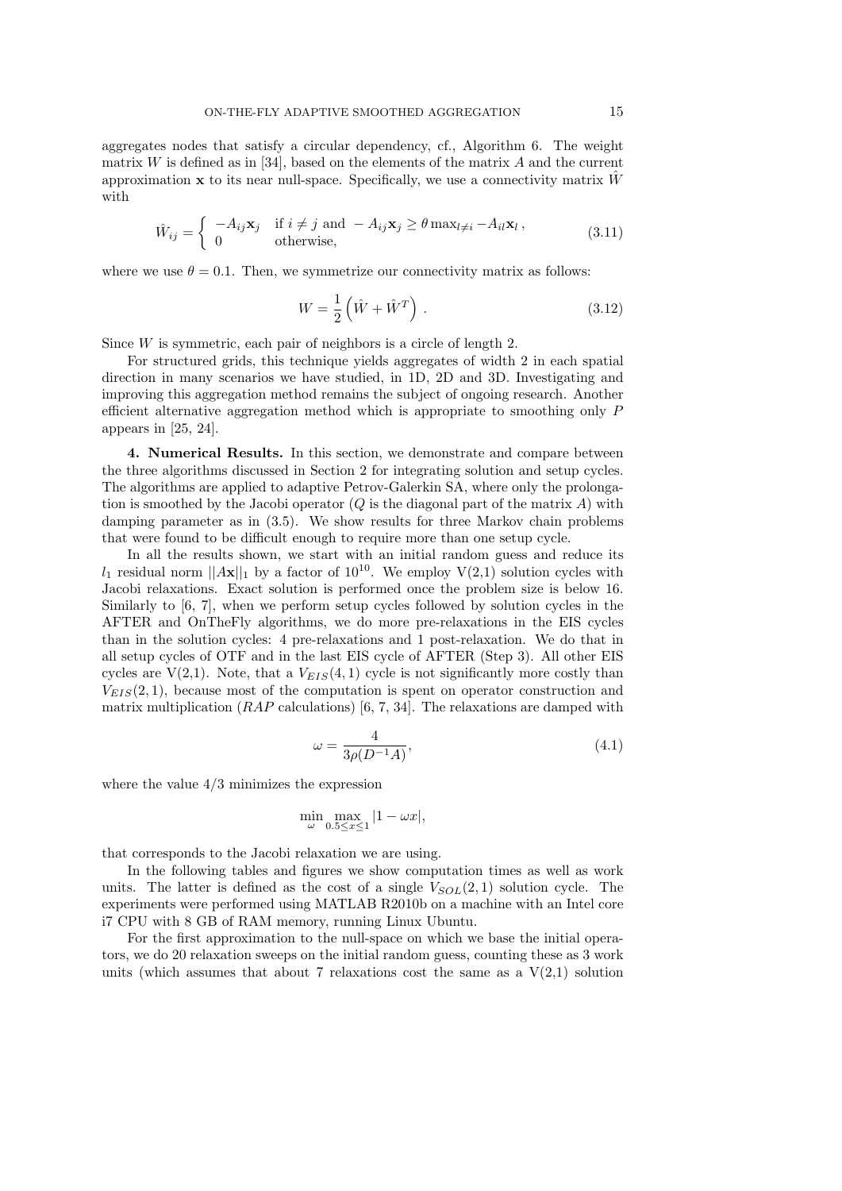aggregates nodes that satisfy a circular dependency, cf., Algorithm 6. The weight matrix $W$ is defined as in [34], based on the elements of the matrix $A$ and the current approximation $\mathbf{x}$ to its near null-space. Specifically, we use a connectivity matrix $\hat{W}$ with

$$\hat{W}_{ij} = \begin{cases} -A_{ij}\mathbf{x}_j & \text{if } i \neq j \text{ and } -A_{ij}\mathbf{x}_j \geq \theta \max_{l \neq i} -A_{il}\mathbf{x}_l \,, \\ 0 & \text{otherwise,} \end{cases} \tag{3.11}$$

where we use $\theta = 0.1$. Then, we symmetrize our connectivity matrix as follows:

$$W = \frac{1}{2}\left(\hat{W} + \hat{W}^T\right) \,. \tag{3.12}$$

Since $W$ is symmetric, each pair of neighbors is a circle of length 2.

For structured grids, this technique yields aggregates of width 2 in each spatial direction in many scenarios we have studied, in 1D, 2D and 3D. Investigating and improving this aggregation method remains the subject of ongoing research. Another efficient alternative aggregation method which is appropriate to smoothing only $P$ appears in [25, 24].

**4. Numerical Results.** In this section, we demonstrate and compare between the three algorithms discussed in Section 2 for integrating solution and setup cycles. The algorithms are applied to adaptive Petrov-Galerkin SA, where only the prolongation is smoothed by the Jacobi operator ($Q$ is the diagonal part of the matrix $A$) with damping parameter as in (3.5). We show results for three Markov chain problems that were found to be difficult enough to require more than one setup cycle.

In all the results shown, we start with an initial random guess and reduce its $l_1$ residual norm $||A\mathbf{x}||_1$ by a factor of $10^{10}$. We employ V(2,1) solution cycles with Jacobi relaxations. Exact solution is performed once the problem size is below 16. Similarly to [6, 7], when we perform setup cycles followed by solution cycles in the AFTER and OnTheFly algorithms, we do more pre-relaxations in the EIS cycles than in the solution cycles: 4 pre-relaxations and 1 post-relaxation. We do that in all setup cycles of OTF and in the last EIS cycle of AFTER (Step 3). All other EIS cycles are V(2,1). Note, that a $V_{EIS}(4,1)$ cycle is not significantly more costly than $V_{EIS}(2,1)$, because most of the computation is spent on operator construction and matrix multiplication ($RAP$ calculations) [6, 7, 34]. The relaxations are damped with

$$\omega = \frac{4}{3\rho(D^{-1}A)}, \tag{4.1}$$

where the value 4/3 minimizes the expression

$$\min_{\omega} \max_{0.5 \leq x \leq 1} |1 - \omega x|,$$

that corresponds to the Jacobi relaxation we are using.

In the following tables and figures we show computation times as well as work units. The latter is defined as the cost of a single $V_{SOL}(2,1)$ solution cycle. The experiments were performed using MATLAB R2010b on a machine with an Intel core i7 CPU with 8 GB of RAM memory, running Linux Ubuntu.

For the first approximation to the null-space on which we base the initial operators, we do 20 relaxation sweeps on the initial random guess, counting these as 3 work units (which assumes that about 7 relaxations cost the same as a V(2,1) solution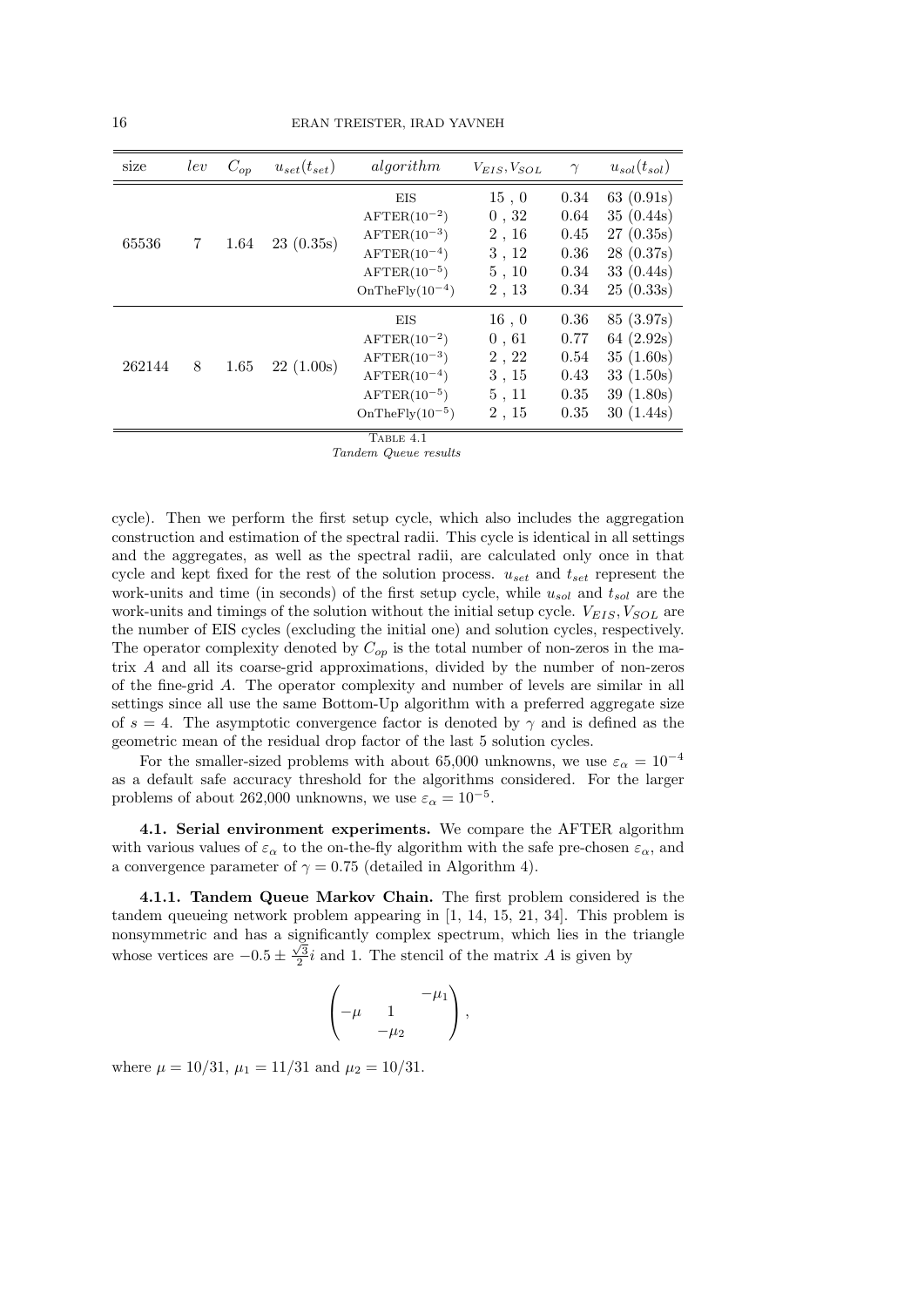| size | $lev$ | $C_{op}$ | $u_{set}(t_{set})$ | $algorithm$ | $V_{EIS}, V_{SOL}$ | $\gamma$ | $u_{sol}(t_{sol})$ |
|---|---|---|---|---|---|---|---|
| 65536 | 7 | 1.64 | 23 (0.35s) | EIS | 15 , 0 | 0.34 | 63 (0.91s) |
| | | | | AFTER($10^{-2}$) | 0 , 32 | 0.64 | 35 (0.44s) |
| | | | | AFTER($10^{-3}$) | 2 , 16 | 0.45 | 27 (0.35s) |
| | | | | AFTER($10^{-4}$) | 3 , 12 | 0.36 | 28 (0.37s) |
| | | | | AFTER($10^{-5}$) | 5 , 10 | 0.34 | 33 (0.44s) |
| | | | | OnTheFly($10^{-4}$) | 2 , 13 | 0.34 | 25 (0.33s) |
| 262144 | 8 | 1.65 | 22 (1.00s) | EIS | 16 , 0 | 0.36 | 85 (3.97s) |
| | | | | AFTER($10^{-2}$) | 0 , 61 | 0.77 | 64 (2.92s) |
| | | | | AFTER($10^{-3}$) | 2 , 22 | 0.54 | 35 (1.60s) |
| | | | | AFTER($10^{-4}$) | 3 , 15 | 0.43 | 33 (1.50s) |
| | | | | AFTER($10^{-5}$) | 5 , 11 | 0.35 | 39 (1.80s) |
| | | | | OnTheFly($10^{-5}$) | 2 , 15 | 0.35 | 30 (1.44s) |

TABLE 4.1
*Tandem Queue results*

cycle). Then we perform the first setup cycle, which also includes the aggregation construction and estimation of the spectral radii. This cycle is identical in all settings and the aggregates, as well as the spectral radii, are calculated only once in that cycle and kept fixed for the rest of the solution process. $u_{set}$ and $t_{set}$ represent the work-units and time (in seconds) of the first setup cycle, while $u_{sol}$ and $t_{sol}$ are the work-units and timings of the solution without the initial setup cycle. $V_{EIS}, V_{SOL}$ are the number of EIS cycles (excluding the initial one) and solution cycles, respectively. The operator complexity denoted by $C_{op}$ is the total number of non-zeros in the matrix $A$ and all its coarse-grid approximations, divided by the number of non-zeros of the fine-grid $A$. The operator complexity and number of levels are similar in all settings since all use the same Bottom-Up algorithm with a preferred aggregate size of $s = 4$. The asymptotic convergence factor is denoted by $\gamma$ and is defined as the geometric mean of the residual drop factor of the last 5 solution cycles.

For the smaller-sized problems with about 65,000 unknowns, we use $\varepsilon_\alpha = 10^{-4}$ as a default safe accuracy threshold for the algorithms considered. For the larger problems of about 262,000 unknowns, we use $\varepsilon_\alpha = 10^{-5}$.

**4.1. Serial environment experiments.** We compare the AFTER algorithm with various values of $\varepsilon_\alpha$ to the on-the-fly algorithm with the safe pre-chosen $\varepsilon_\alpha$, and a convergence parameter of $\gamma = 0.75$ (detailed in Algorithm 4).

**4.1.1. Tandem Queue Markov Chain.** The first problem considered is the tandem queueing network problem appearing in [1, 14, 15, 21, 34]. This problem is nonsymmetric and has a significantly complex spectrum, which lies in the triangle whose vertices are $-0.5 \pm \frac{\sqrt{3}}{2}i$ and 1. The stencil of the matrix $A$ is given by

$$\begin{pmatrix} & & -\mu_1 \\ -\mu & 1 & \\ & -\mu_2 & \end{pmatrix},$$

where $\mu = 10/31$, $\mu_1 = 11/31$ and $\mu_2 = 10/31$.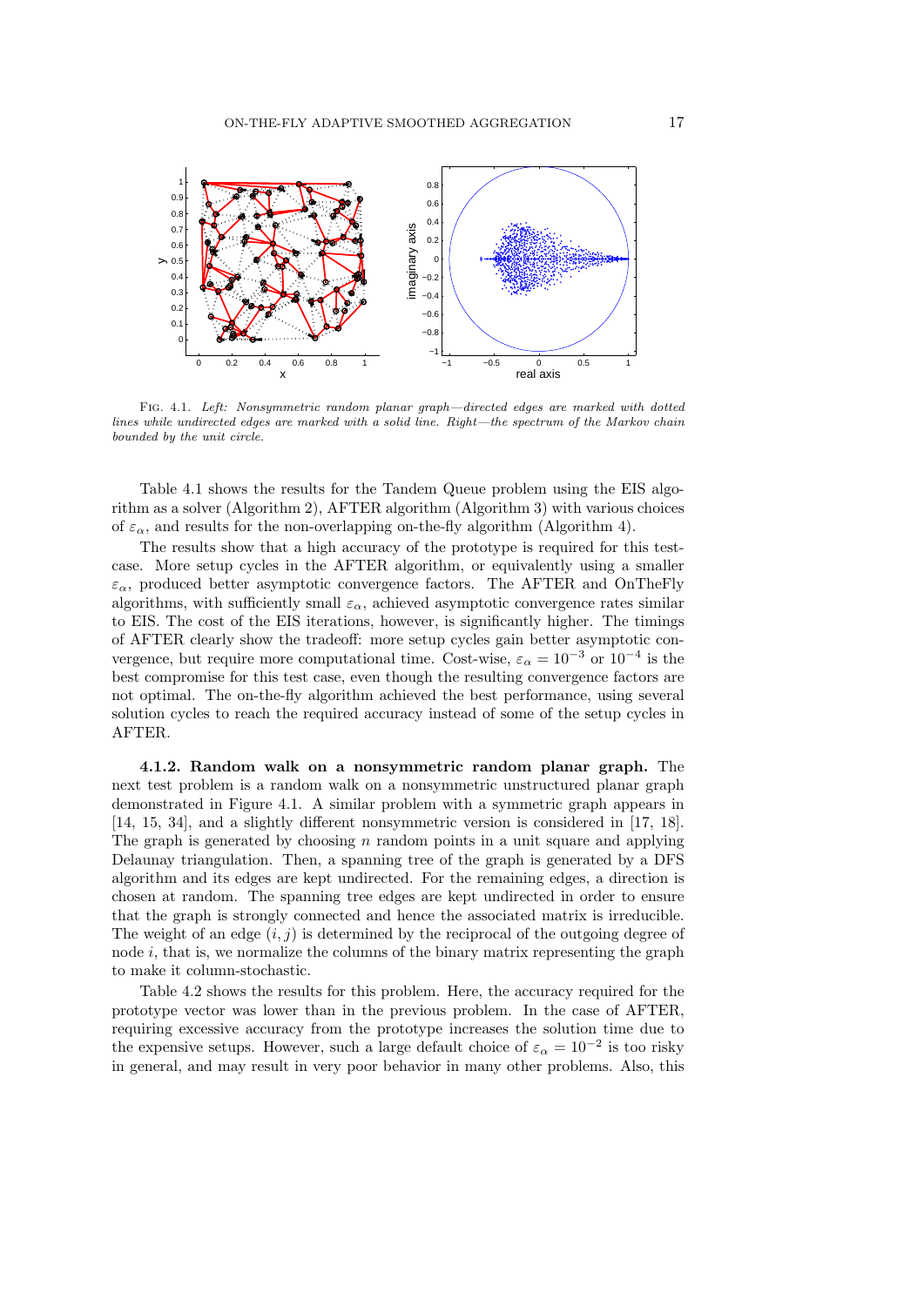FIG. 4.1. *Left: Nonsymmetric random planar graph—directed edges are marked with dotted lines while undirected edges are marked with a solid line. Right—the spectrum of the Markov chain bounded by the unit circle.*

Table 4.1 shows the results for the Tandem Queue problem using the EIS algorithm as a solver (Algorithm 2), AFTER algorithm (Algorithm 3) with various choices of $\varepsilon_\alpha$, and results for the non-overlapping on-the-fly algorithm (Algorithm 4).

The results show that a high accuracy of the prototype is required for this test-case. More setup cycles in the AFTER algorithm, or equivalently using a smaller $\varepsilon_\alpha$, produced better asymptotic convergence factors. The AFTER and OnTheFly algorithms, with sufficiently small $\varepsilon_\alpha$, achieved asymptotic convergence rates similar to EIS. The cost of the EIS iterations, however, is significantly higher. The timings of AFTER clearly show the tradeoff: more setup cycles gain better asymptotic convergence, but require more computational time. Cost-wise, $\varepsilon_\alpha = 10^{-3}$ or $10^{-4}$ is the best compromise for this test case, even though the resulting convergence factors are not optimal. The on-the-fly algorithm achieved the best performance, using several solution cycles to reach the required accuracy instead of some of the setup cycles in AFTER.

**4.1.2. Random walk on a nonsymmetric random planar graph.** The next test problem is a random walk on a nonsymmetric unstructured planar graph demonstrated in Figure 4.1. A similar problem with a symmetric graph appears in [14, 15, 34], and a slightly different nonsymmetric version is considered in [17, 18]. The graph is generated by choosing $n$ random points in a unit square and applying Delaunay triangulation. Then, a spanning tree of the graph is generated by a DFS algorithm and its edges are kept undirected. For the remaining edges, a direction is chosen at random. The spanning tree edges are kept undirected in order to ensure that the graph is strongly connected and hence the associated matrix is irreducible. The weight of an edge $(i, j)$ is determined by the reciprocal of the outgoing degree of node $i$, that is, we normalize the columns of the binary matrix representing the graph to make it column-stochastic.

Table 4.2 shows the results for this problem. Here, the accuracy required for the prototype vector was lower than in the previous problem. In the case of AFTER, requiring excessive accuracy from the prototype increases the solution time due to the expensive setups. However, such a large default choice of $\varepsilon_\alpha = 10^{-2}$ is too risky in general, and may result in very poor behavior in many other problems. Also, this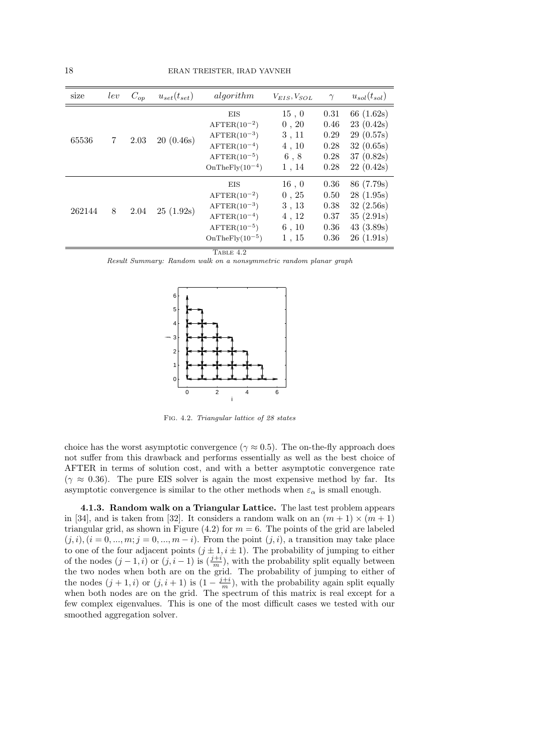| size | $lev$ | $C_{op}$ | $u_{set}(t_{set})$ | $algorithm$ | $V_{EIS}, V_{SOL}$ | $\gamma$ | $u_{sol}(t_{sol})$ |
|---|---|---|---|---|---|---|---|
| 65536 | 7 | 2.03 | 20 (0.46s) | EIS | 15 , 0 | 0.31 | 66 (1.62s) |
| | | | | AFTER($10^{-2}$) | 0 , 20 | 0.46 | 23 (0.42s) |
| | | | | AFTER($10^{-3}$) | 3 , 11 | 0.29 | 29 (0.57s) |
| | | | | AFTER($10^{-4}$) | 4 , 10 | 0.28 | 32 (0.65s) |
| | | | | AFTER($10^{-5}$) | 6 , 8 | 0.28 | 37 (0.82s) |
| | | | | OnTheFly($10^{-4}$) | 1 , 14 | 0.28 | 22 (0.42s) |
| 262144 | 8 | 2.04 | 25 (1.92s) | EIS | 16 , 0 | 0.36 | 86 (7.79s) |
| | | | | AFTER($10^{-2}$) | 0 , 25 | 0.50 | 28 (1.95s) |
| | | | | AFTER($10^{-3}$) | 3 , 13 | 0.38 | 32 (2.56s) |
| | | | | AFTER($10^{-4}$) | 4 , 12 | 0.37 | 35 (2.91s) |
| | | | | AFTER($10^{-5}$) | 6 , 10 | 0.36 | 43 (3.89s) |
| | | | | OnTheFly($10^{-5}$) | 1 , 15 | 0.36 | 26 (1.91s) |

TABLE 4.2
*Result Summary: Random walk on a nonsymmetric random planar graph*

FIG. 4.2. *Triangular lattice of 28 states*

choice has the worst asymptotic convergence ($\gamma \approx 0.5$). The on-the-fly approach does not suffer from this drawback and performs essentially as well as the best choice of AFTER in terms of solution cost, and with a better asymptotic convergence rate ($\gamma \approx 0.36$). The pure EIS solver is again the most expensive method by far. Its asymptotic convergence is similar to the other methods when $\varepsilon_\alpha$ is small enough.

**4.1.3. Random walk on a Triangular Lattice.** The last test problem appears in [34], and is taken from [32]. It considers a random walk on an $(m+1) \times (m+1)$ triangular grid, as shown in Figure (4.2) for $m = 6$. The points of the grid are labeled $(j, i), (i = 0, ..., m; j = 0, ..., m-i)$. From the point $(j, i)$, a transition may take place to one of the four adjacent points $(j \pm 1, i \pm 1)$. The probability of jumping to either of the nodes $(j-1, i)$ or $(j, i-1)$ is $(\frac{j+i}{m})$, with the probability split equally between the two nodes when both are on the grid. The probability of jumping to either of the nodes $(j+1, i)$ or $(j, i+1)$ is $(1 - \frac{j+i}{m})$, with the probability again split equally when both nodes are on the grid. The spectrum of this matrix is real except for a few complex eigenvalues. This is one of the most difficult cases we tested with our smoothed aggregation solver.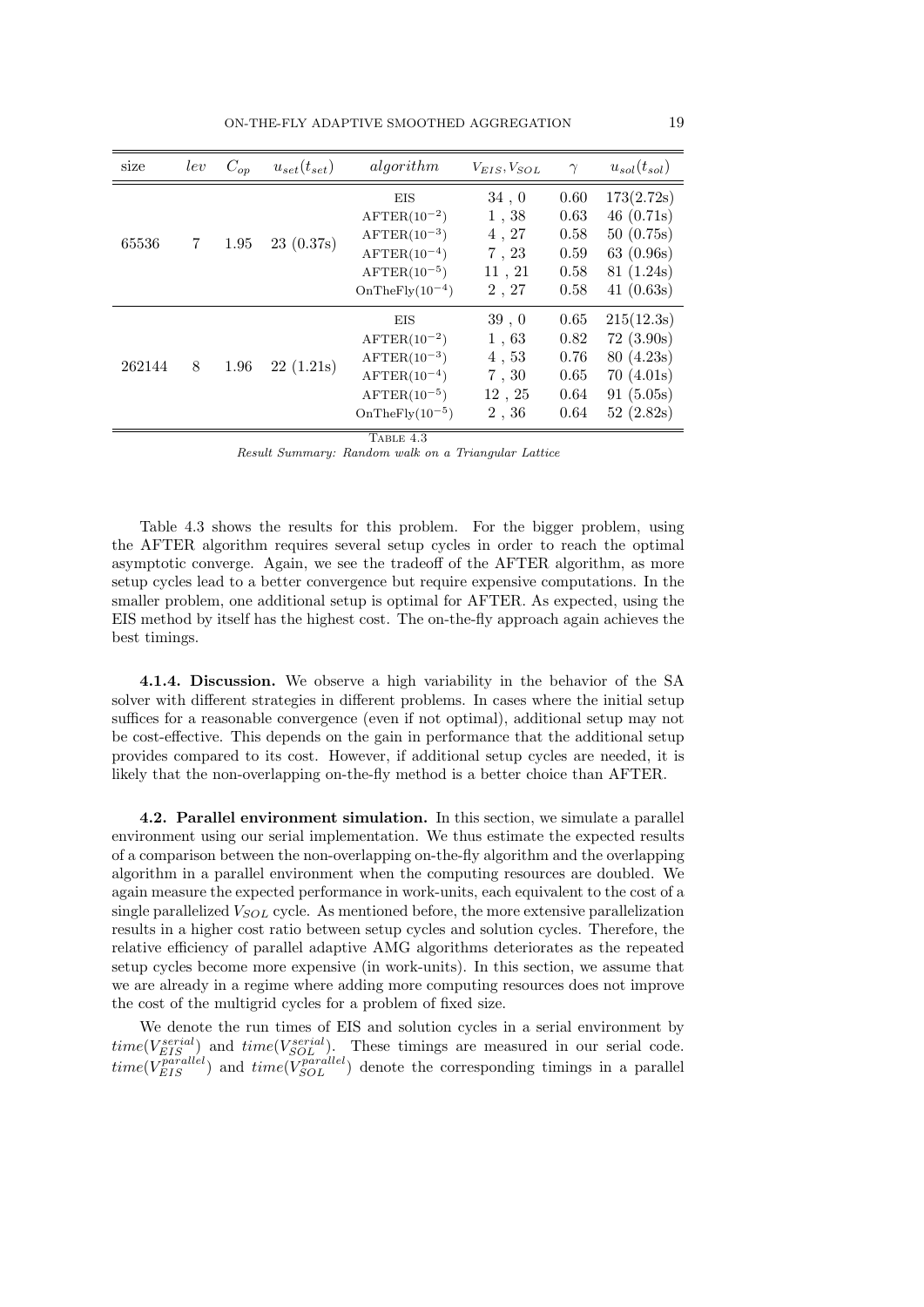| size | $lev$ | $C_{op}$ | $u_{set}(t_{set})$ | $algorithm$ | $V_{EIS}, V_{SOL}$ | $\gamma$ | $u_{sol}(t_{sol})$ |
|---|---|---|---|---|---|---|---|
| 65536 | 7 | 1.95 | 23 (0.37s) | EIS | 34 , 0 | 0.60 | 173(2.72s) |
| | | | | AFTER($10^{-2}$) | 1 , 38 | 0.63 | 46 (0.71s) |
| | | | | AFTER($10^{-3}$) | 4 , 27 | 0.58 | 50 (0.75s) |
| | | | | AFTER($10^{-4}$) | 7 , 23 | 0.59 | 63 (0.96s) |
| | | | | AFTER($10^{-5}$) | 11 , 21 | 0.58 | 81 (1.24s) |
| | | | | OnTheFly($10^{-4}$) | 2 , 27 | 0.58 | 41 (0.63s) |
| 262144 | 8 | 1.96 | 22 (1.21s) | EIS | 39 , 0 | 0.65 | 215(12.3s) |
| | | | | AFTER($10^{-2}$) | 1 , 63 | 0.82 | 72 (3.90s) |
| | | | | AFTER($10^{-3}$) | 4 , 53 | 0.76 | 80 (4.23s) |
| | | | | AFTER($10^{-4}$) | 7 , 30 | 0.65 | 70 (4.01s) |
| | | | | AFTER($10^{-5}$) | 12 , 25 | 0.64 | 91 (5.05s) |
| | | | | OnTheFly($10^{-5}$) | 2 , 36 | 0.64 | 52 (2.82s) |

TABLE 4.3
*Result Summary: Random walk on a Triangular Lattice*

Table 4.3 shows the results for this problem. For the bigger problem, using the AFTER algorithm requires several setup cycles in order to reach the optimal asymptotic converge. Again, we see the tradeoff of the AFTER algorithm, as more setup cycles lead to a better convergence but require expensive computations. In the smaller problem, one additional setup is optimal for AFTER. As expected, using the EIS method by itself has the highest cost. The on-the-fly approach again achieves the best timings.

**4.1.4. Discussion.** We observe a high variability in the behavior of the SA solver with different strategies in different problems. In cases where the initial setup suffices for a reasonable convergence (even if not optimal), additional setup may not be cost-effective. This depends on the gain in performance that the additional setup provides compared to its cost. However, if additional setup cycles are needed, it is likely that the non-overlapping on-the-fly method is a better choice than AFTER.

**4.2. Parallel environment simulation.** In this section, we simulate a parallel environment using our serial implementation. We thus estimate the expected results of a comparison between the non-overlapping on-the-fly algorithm and the overlapping algorithm in a parallel environment when the computing resources are doubled. We again measure the expected performance in work-units, each equivalent to the cost of a single parallelized $V_{SOL}$ cycle. As mentioned before, the more extensive parallelization results in a higher cost ratio between setup cycles and solution cycles. Therefore, the relative efficiency of parallel adaptive AMG algorithms deteriorates as the repeated setup cycles become more expensive (in work-units). In this section, we assume that we are already in a regime where adding more computing resources does not improve the cost of the multigrid cycles for a problem of fixed size.

We denote the run times of EIS and solution cycles in a serial environment by $time(V_{EIS}^{serial})$ and $time(V_{SOL}^{serial})$. These timings are measured in our serial code. $time(V_{EIS}^{parallel})$ and $time(V_{SOL}^{parallel})$ denote the corresponding timings in a parallel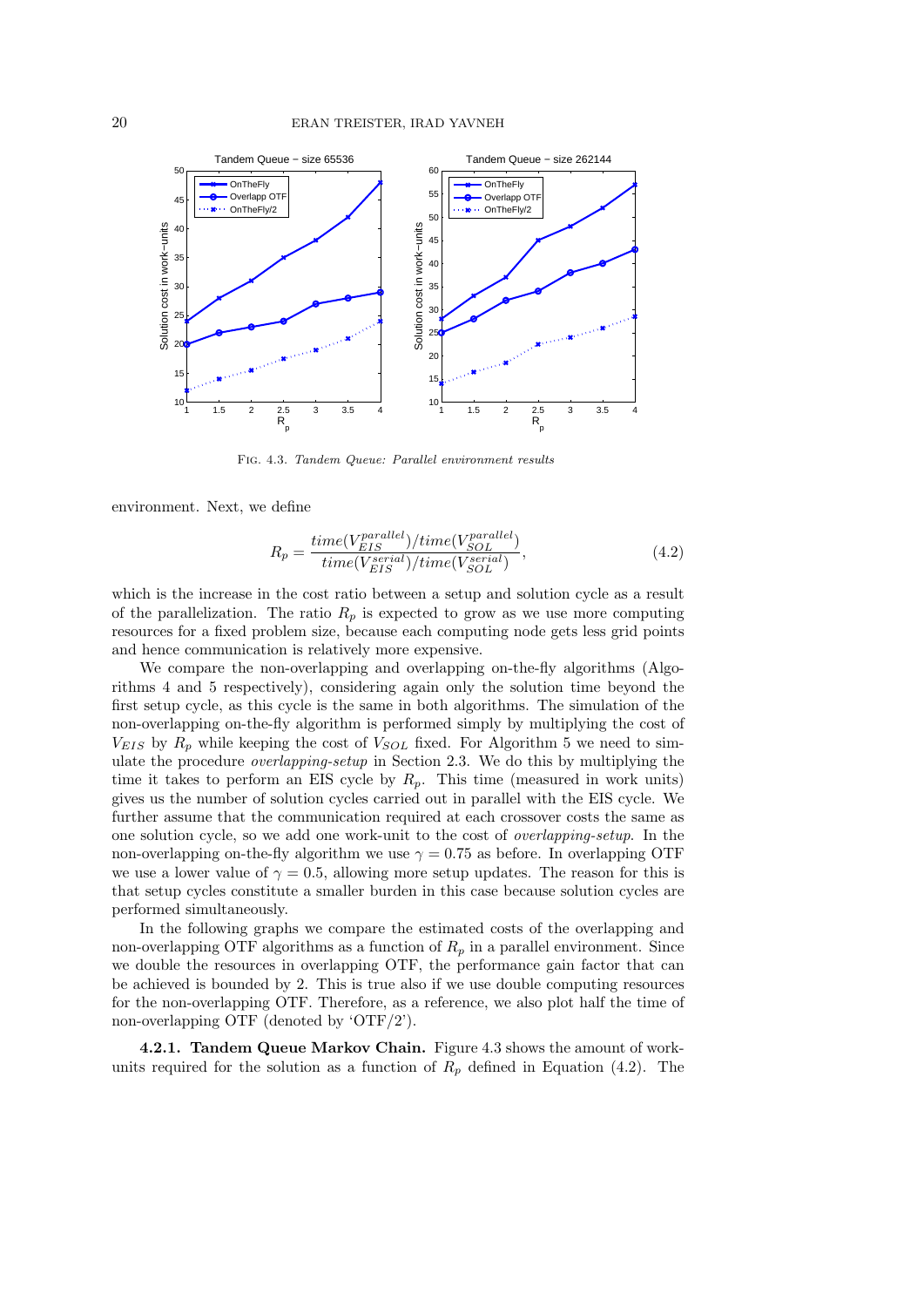Fig. 4.3. *Tandem Queue: Parallel environment results*

environment. Next, we define

$$R_p = \frac{time(V_{EIS}^{parallel})/time(V_{SOL}^{parallel})}{time(V_{EIS}^{serial})/time(V_{SOL}^{serial})}, \tag{4.2}$$

which is the increase in the cost ratio between a setup and solution cycle as a result of the parallelization. The ratio $R_p$ is expected to grow as we use more computing resources for a fixed problem size, because each computing node gets less grid points and hence communication is relatively more expensive.

We compare the non-overlapping and overlapping on-the-fly algorithms (Algorithms 4 and 5 respectively), considering again only the solution time beyond the first setup cycle, as this cycle is the same in both algorithms. The simulation of the non-overlapping on-the-fly algorithm is performed simply by multiplying the cost of $V_{EIS}$ by $R_p$ while keeping the cost of $V_{SOL}$ fixed. For Algorithm 5 we need to simulate the procedure *overlapping-setup* in Section 2.3. We do this by multiplying the time it takes to perform an EIS cycle by $R_p$. This time (measured in work units) gives us the number of solution cycles carried out in parallel with the EIS cycle. We further assume that the communication required at each crossover costs the same as one solution cycle, so we add one work-unit to the cost of *overlapping-setup*. In the non-overlapping on-the-fly algorithm we use $\gamma = 0.75$ as before. In overlapping OTF we use a lower value of $\gamma = 0.5$, allowing more setup updates. The reason for this is that setup cycles constitute a smaller burden in this case because solution cycles are performed simultaneously.

In the following graphs we compare the estimated costs of the overlapping and non-overlapping OTF algorithms as a function of $R_p$ in a parallel environment. Since we double the resources in overlapping OTF, the performance gain factor that can be achieved is bounded by 2. This is true also if we use double computing resources for the non-overlapping OTF. Therefore, as a reference, we also plot half the time of non-overlapping OTF (denoted by 'OTF/2').

**4.2.1. Tandem Queue Markov Chain.** Figure 4.3 shows the amount of work-units required for the solution as a function of $R_p$ defined in Equation (4.2). The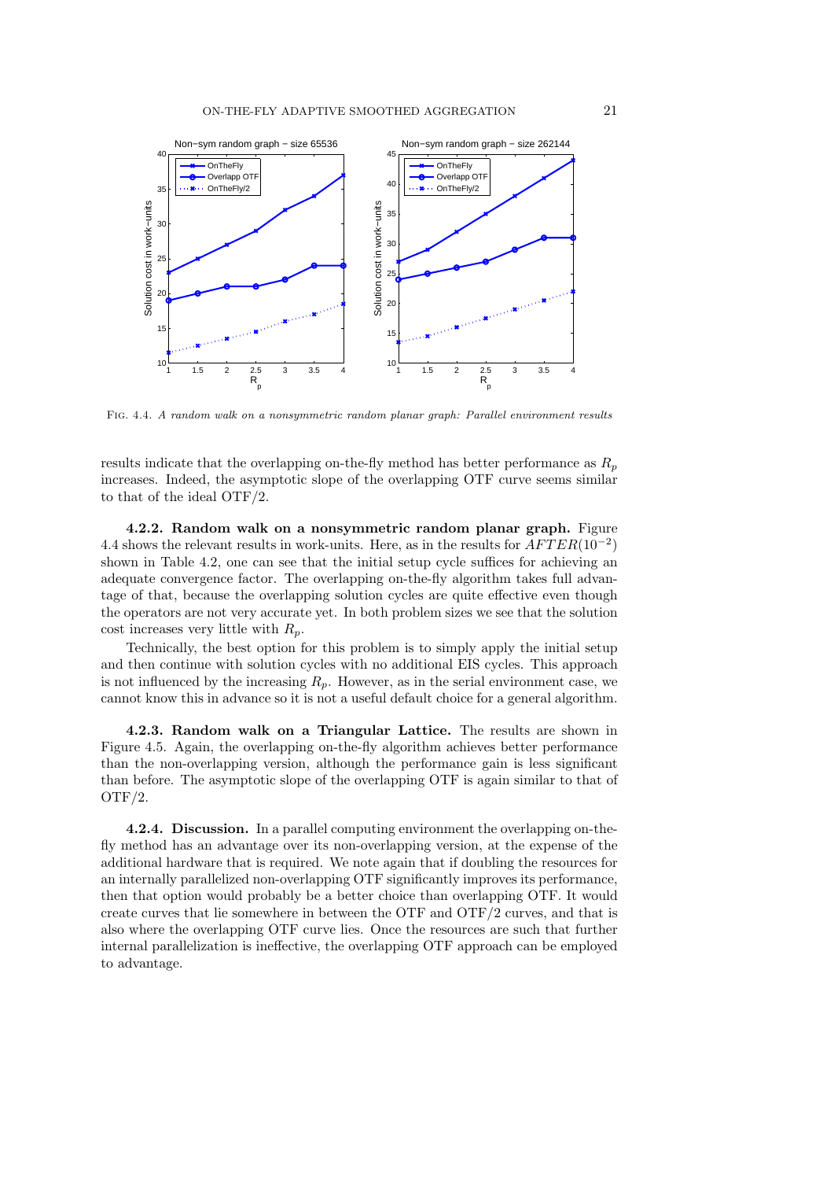Fig. 4.4. *A random walk on a nonsymmetric random planar graph: Parallel environment results*

results indicate that the overlapping on-the-fly method has better performance as $R_p$ increases. Indeed, the asymptotic slope of the overlapping OTF curve seems similar to that of the ideal OTF/2.

**4.2.2. Random walk on a nonsymmetric random planar graph.** Figure 4.4 shows the relevant results in work-units. Here, as in the results for $AFTER(10^{-2})$ shown in Table 4.2, one can see that the initial setup cycle suffices for achieving an adequate convergence factor. The overlapping on-the-fly algorithm takes full advantage of that, because the overlapping solution cycles are quite effective even though the operators are not very accurate yet. In both problem sizes we see that the solution cost increases very little with $R_p$.

Technically, the best option for this problem is to simply apply the initial setup and then continue with solution cycles with no additional EIS cycles. This approach is not influenced by the increasing $R_p$. However, as in the serial environment case, we cannot know this in advance so it is not a useful default choice for a general algorithm.

**4.2.3. Random walk on a Triangular Lattice.** The results are shown in Figure 4.5. Again, the overlapping on-the-fly algorithm achieves better performance than the non-overlapping version, although the performance gain is less significant than before. The asymptotic slope of the overlapping OTF is again similar to that of OTF/2.

**4.2.4. Discussion.** In a parallel computing environment the overlapping on-the-fly method has an advantage over its non-overlapping version, at the expense of the additional hardware that is required. We note again that if doubling the resources for an internally parallelized non-overlapping OTF significantly improves its performance, then that option would probably be a better choice than overlapping OTF. It would create curves that lie somewhere in between the OTF and OTF/2 curves, and that is also where the overlapping OTF curve lies. Once the resources are such that further internal parallelization is ineffective, the overlapping OTF approach can be employed to advantage.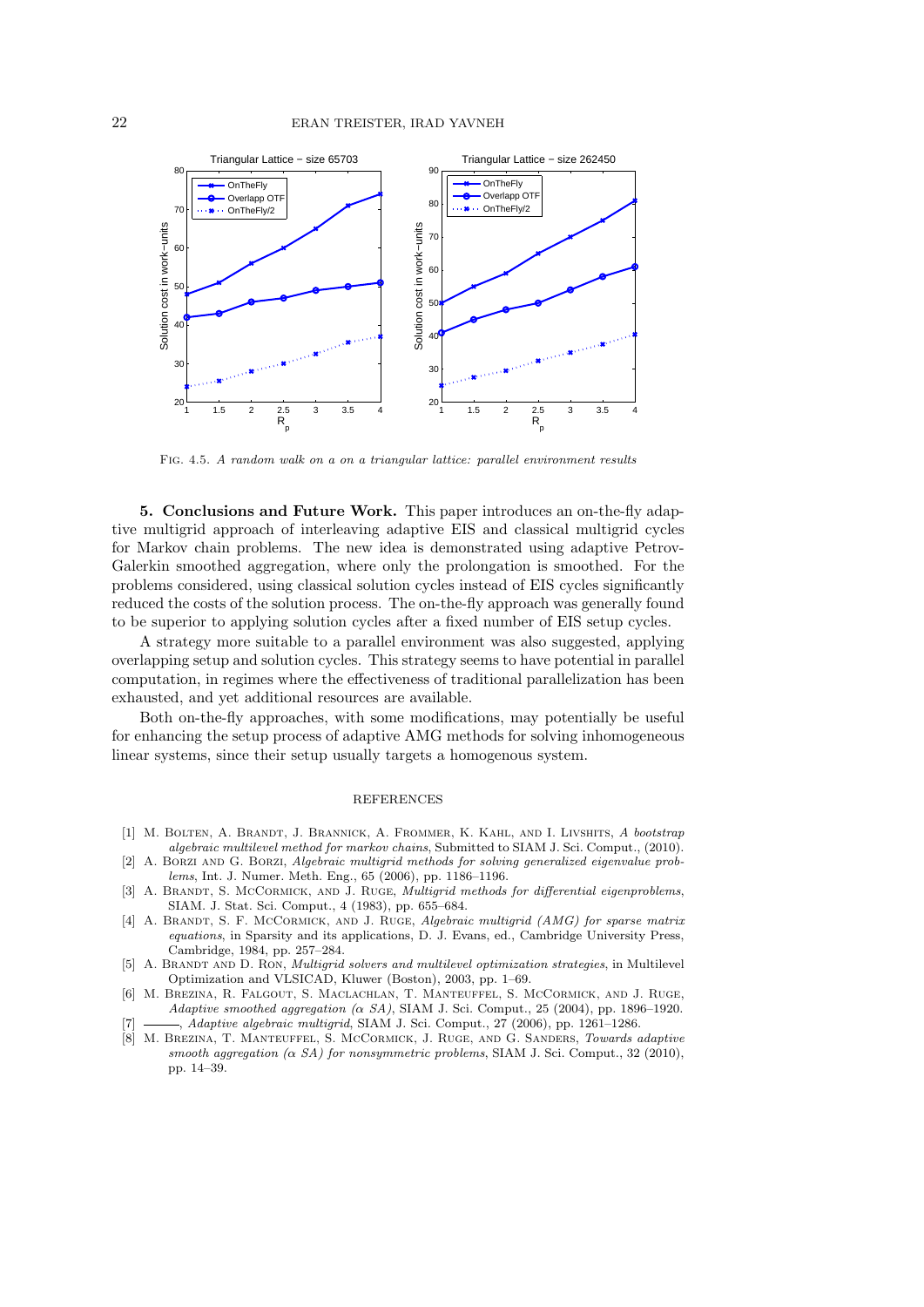Fig. 4.5. *A random walk on a on a triangular lattice: parallel environment results*

**5. Conclusions and Future Work.** This paper introduces an on-the-fly adaptive multigrid approach of interleaving adaptive EIS and classical multigrid cycles for Markov chain problems. The new idea is demonstrated using adaptive Petrov-Galerkin smoothed aggregation, where only the prolongation is smoothed. For the problems considered, using classical solution cycles instead of EIS cycles significantly reduced the costs of the solution process. The on-the-fly approach was generally found to be superior to applying solution cycles after a fixed number of EIS setup cycles.

A strategy more suitable to a parallel environment was also suggested, applying overlapping setup and solution cycles. This strategy seems to have potential in parallel computation, in regimes where the effectiveness of traditional parallelization has been exhausted, and yet additional resources are available.

Both on-the-fly approaches, with some modifications, may potentially be useful for enhancing the setup process of adaptive AMG methods for solving inhomogeneous linear systems, since their setup usually targets a homogenous system.

## REFERENCES

[1] M. Bolten, A. Brandt, J. Brannick, A. Frommer, K. Kahl, and I. Livshits, *A bootstrap algebraic multilevel method for markov chains*, Submitted to SIAM J. Sci. Comput., (2010).

[2] A. Borzi and G. Borzi, *Algebraic multigrid methods for solving generalized eigenvalue problems*, Int. J. Numer. Meth. Eng., 65 (2006), pp. 1186–1196.

[3] A. Brandt, S. McCormick, and J. Ruge, *Multigrid methods for differential eigenproblems*, SIAM. J. Stat. Sci. Comput., 4 (1983), pp. 655–684.

[4] A. Brandt, S. F. McCormick, and J. Ruge, *Algebraic multigrid (AMG) for sparse matrix equations*, in Sparsity and its applications, D. J. Evans, ed., Cambridge University Press, Cambridge, 1984, pp. 257–284.

[5] A. Brandt and D. Ron, *Multigrid solvers and multilevel optimization strategies*, in Multilevel Optimization and VLSICAD, Kluwer (Boston), 2003, pp. 1–69.

[6] M. Brezina, R. Falgout, S. MacLachlan, T. Manteuffel, S. McCormick, and J. Ruge, *Adaptive smoothed aggregation ($\alpha$ SA)*, SIAM J. Sci. Comput., 25 (2004), pp. 1896–1920.

[7] ———, *Adaptive algebraic multigrid*, SIAM J. Sci. Comput., 27 (2006), pp. 1261–1286.

[8] M. Brezina, T. Manteuffel, S. McCormick, J. Ruge, and G. Sanders, *Towards adaptive smooth aggregation ($\alpha$ SA) for nonsymmetric problems*, SIAM J. Sci. Comput., 32 (2010), pp. 14–39.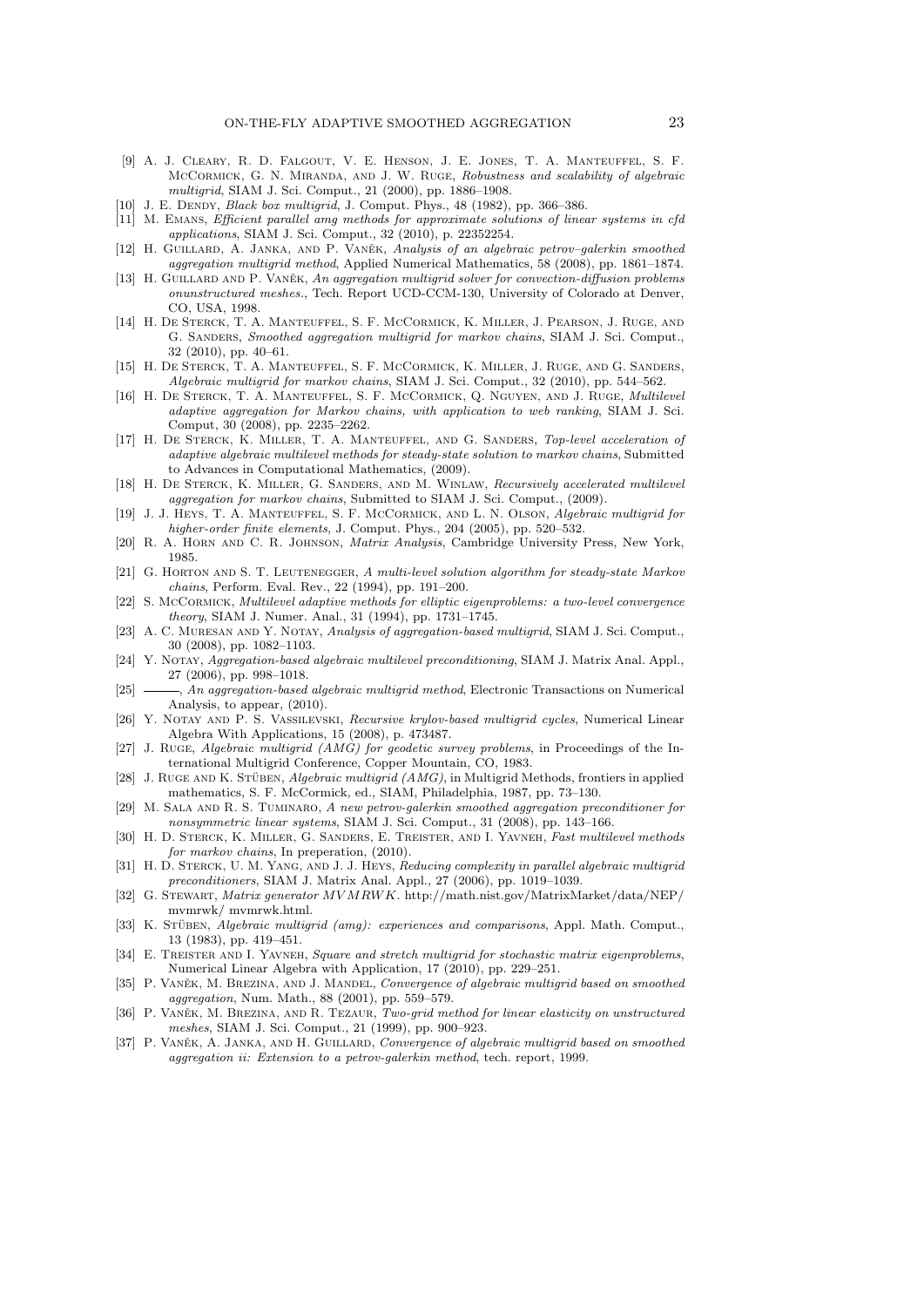[9] A. J. Cleary, R. D. Falgout, V. E. Henson, J. E. Jones, T. A. Manteuffel, S. F. McCormick, G. N. Miranda, and J. W. Ruge, *Robustness and scalability of algebraic multigrid*, SIAM J. Sci. Comput., 21 (2000), pp. 1886–1908.

[10] J. E. Dendy, *Black box multigrid*, J. Comput. Phys., 48 (1982), pp. 366–386.

[11] M. Emans, *Efficient parallel amg methods for approximate solutions of linear systems in cfd applications*, SIAM J. Sci. Comput., 32 (2010), p. 22352254.

[12] H. Guillard, A. Janka, and P. Vaněk, *Analysis of an algebraic petrov–galerkin smoothed aggregation multigrid method*, Applied Numerical Mathematics, 58 (2008), pp. 1861–1874.

[13] H. Guillard and P. Vaněk, *An aggregation multigrid solver for convection-diffusion problems onunstructured meshes.*, Tech. Report UCD-CCM-130, University of Colorado at Denver, CO, USA, 1998.

[14] H. De Sterck, T. A. Manteuffel, S. F. McCormick, K. Miller, J. Pearson, J. Ruge, and G. Sanders, *Smoothed aggregation multigrid for markov chains*, SIAM J. Sci. Comput., 32 (2010), pp. 40–61.

[15] H. De Sterck, T. A. Manteuffel, S. F. McCormick, K. Miller, J. Ruge, and G. Sanders, *Algebraic multigrid for markov chains*, SIAM J. Sci. Comput., 32 (2010), pp. 544–562.

[16] H. De Sterck, T. A. Manteuffel, S. F. McCormick, Q. Nguyen, and J. Ruge, *Multilevel adaptive aggregation for Markov chains, with application to web ranking*, SIAM J. Sci. Comput, 30 (2008), pp. 2235–2262.

[17] H. De Sterck, K. Miller, T. A. Manteuffel, and G. Sanders, *Top-level acceleration of adaptive algebraic multilevel methods for steady-state solution to markov chains*, Submitted to Advances in Computational Mathematics, (2009).

[18] H. De Sterck, K. Miller, G. Sanders, and M. Winlaw, *Recursively accelerated multilevel aggregation for markov chains*, Submitted to SIAM J. Sci. Comput., (2009).

[19] J. J. Heys, T. A. Manteuffel, S. F. McCormick, and L. N. Olson, *Algebraic multigrid for higher-order finite elements*, J. Comput. Phys., 204 (2005), pp. 520–532.

[20] R. A. Horn and C. R. Johnson, *Matrix Analysis*, Cambridge University Press, New York, 1985.

[21] G. Horton and S. T. Leutenegger, *A multi-level solution algorithm for steady-state Markov chains*, Perform. Eval. Rev., 22 (1994), pp. 191–200.

[22] S. McCormick, *Multilevel adaptive methods for elliptic eigenproblems: a two-level convergence theory*, SIAM J. Numer. Anal., 31 (1994), pp. 1731–1745.

[23] A. C. Muresan and Y. Notay, *Analysis of aggregation-based multigrid*, SIAM J. Sci. Comput., 30 (2008), pp. 1082–1103.

[24] Y. Notay, *Aggregation-based algebraic multilevel preconditioning*, SIAM J. Matrix Anal. Appl., 27 (2006), pp. 998–1018.

[25] ———, *An aggregation-based algebraic multigrid method*, Electronic Transactions on Numerical Analysis, to appear, (2010).

[26] Y. Notay and P. S. Vassilevski, *Recursive krylov-based multigrid cycles*, Numerical Linear Algebra With Applications, 15 (2008), p. 473487.

[27] J. Ruge, *Algebraic multigrid (AMG) for geodetic survey problems*, in Proceedings of the International Multigrid Conference, Copper Mountain, CO, 1983.

[28] J. Ruge and K. Stüben, *Algebraic multigrid (AMG)*, in Multigrid Methods, frontiers in applied mathematics, S. F. McCormick, ed., SIAM, Philadelphia, 1987, pp. 73–130.

[29] M. Sala and R. S. Tuminaro, *A new petrov-galerkin smoothed aggregation preconditioner for nonsymmetric linear systems*, SIAM J. Sci. Comput., 31 (2008), pp. 143–166.

[30] H. D. Sterck, K. Miller, G. Sanders, E. Treister, and I. Yavneh, *Fast multilevel methods for markov chains*, In preperation, (2010).

[31] H. D. Sterck, U. M. Yang, and J. J. Heys, *Reducing complexity in parallel algebraic multigrid preconditioners*, SIAM J. Matrix Anal. Appl., 27 (2006), pp. 1019–1039.

[32] G. Stewart, *Matrix generator MVMRWK*. http://math.nist.gov/MatrixMarket/data/NEP/mvmrwk/ mvmrwk.html.

[33] K. Stüben, *Algebraic multigrid (amg): experiences and comparisons*, Appl. Math. Comput., 13 (1983), pp. 419–451.

[34] E. Treister and I. Yavneh, *Square and stretch multigrid for stochastic matrix eigenproblems*, Numerical Linear Algebra with Application, 17 (2010), pp. 229–251.

[35] P. Vaněk, M. Brezina, and J. Mandel, *Convergence of algebraic multigrid based on smoothed aggregation*, Num. Math., 88 (2001), pp. 559–579.

[36] P. Vaněk, M. Brezina, and R. Tezaur, *Two-grid method for linear elasticity on unstructured meshes*, SIAM J. Sci. Comput., 21 (1999), pp. 900–923.

[37] P. Vaněk, A. Janka, and H. Guillard, *Convergence of algebraic multigrid based on smoothed aggregation ii: Extension to a petrov-galerkin method*, tech. report, 1999.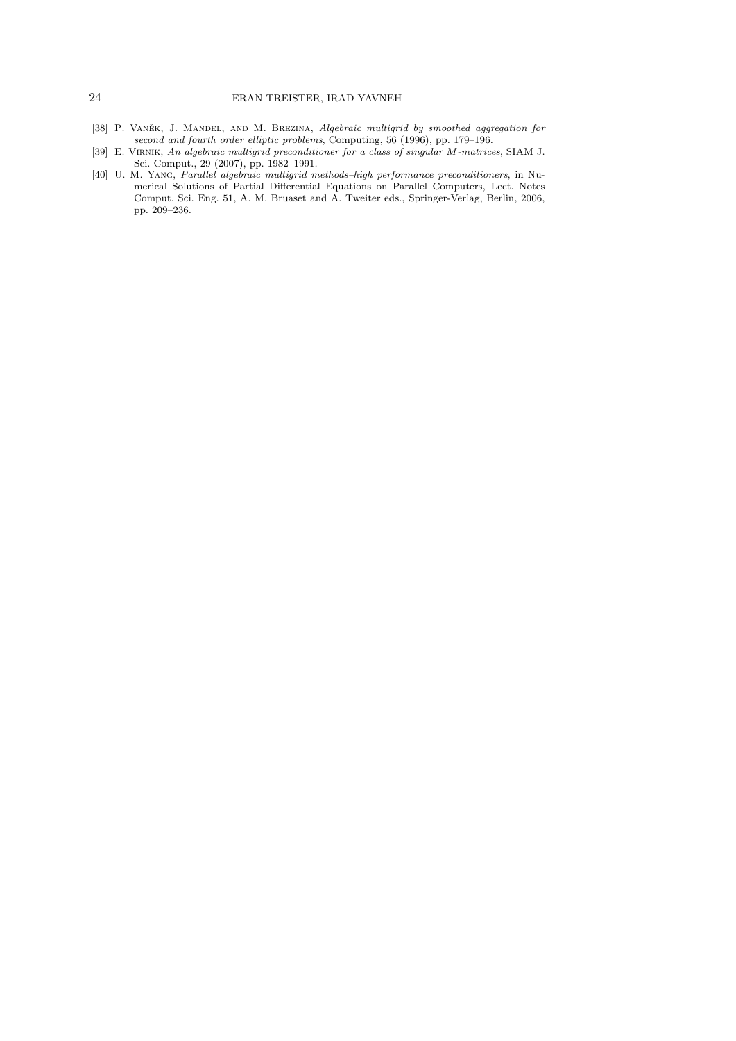[38] P. Vaněk, J. Mandel, and M. Brezina, *Algebraic multigrid by smoothed aggregation for second and fourth order elliptic problems*, Computing, 56 (1996), pp. 179–196.

[39] E. Virnik, *An algebraic multigrid preconditioner for a class of singular M-matrices*, SIAM J. Sci. Comput., 29 (2007), pp. 1982–1991.

[40] U. M. Yang, *Parallel algebraic multigrid methods–high performance preconditioners*, in Numerical Solutions of Partial Differential Equations on Parallel Computers, Lect. Notes Comput. Sci. Eng. 51, A. M. Bruaset and A. Tweiter eds., Springer-Verlag, Berlin, 2006, pp. 209–236.